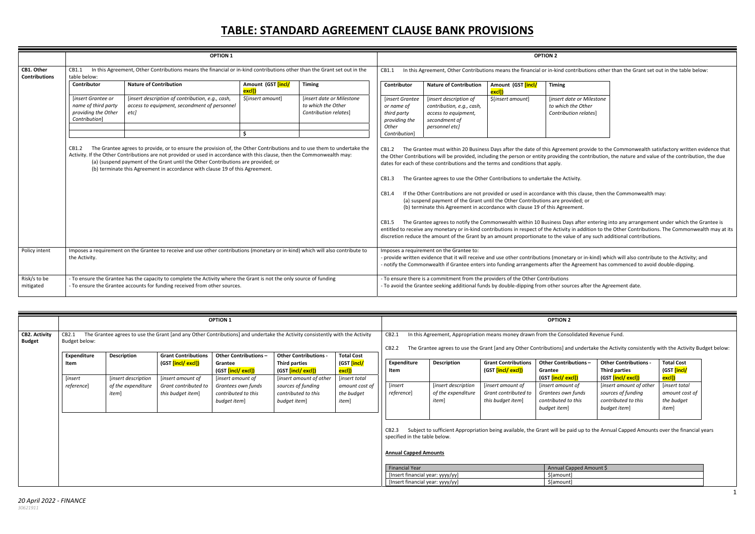# TABLE: STANDARD AGREEMENT CLAUSE BANK PROVISIONS

| | OPTION 1 | OPTION 2 |
|---|---|---|
| **CB1. Other Contributions** | CB1.1 In this Agreement, Other Contributions means the financial or in-kind contributions other than the Grant set out in the table below:<br><br>**Contributor** / **Nature of Contribution** / **Amount (GST [incl/ excl])** / **Timing**<br>[insert Grantee or name of third party providing the Other Contribution] / [insert description of contribution, e.g., cash, access to equipment, secondment of personnel etc] / $[insert amount] / [insert date or Milestone to which the Other Contribution relates]<br>$<br><br>CB1.2 The Grantee agrees to provide, or to ensure the provision of, the Other Contributions and to use them to undertake the Activity. If the Other Contributions are not provided or used in accordance with this clause, then the Commonwealth may:<br>(a) (suspend payment of the Grant until the Other Contributions are provided; or<br>(b) terminate this Agreement in accordance with clause 19 of this Agreement. | CB1.1 In this Agreement, Other Contributions means the financial or in-kind contributions other than the Grant set out in the table below:<br><br>**Contributor** / **Nature of Contribution** / **Amount (GST [incl/ excl])** / **Timing**<br>[insert Grantee or name of third party providing the Other Contribution] / [insert description of contribution, e.g., cash, access to equipment, secondment of personnel etc] / $[insert amount] / [insert date or Milestone to which the Other Contribution relates]<br><br>CB1.2 The Grantee must within 20 Business Days after the date of this Agreement provide to the Commonwealth satisfactory written evidence that the Other Contributions will be provided, including the person or entity providing the contribution, the nature and value of the contribution, the due dates for each of these contributions and the terms and conditions that apply.<br><br>CB1.3 The Grantee agrees to use the Other Contributions to undertake the Activity.<br><br>CB1.4 If the Other Contributions are not provided or used in accordance with this clause, then the Commonwealth may:<br>(a) suspend payment of the Grant until the Other Contributions are provided; or<br>(b) terminate this Agreement in accordance with clause 19 of this Agreement.<br><br>CB1.5 The Grantee agrees to notify the Commonwealth within 10 Business Days after entering into any arrangement under which the Grantee is entitled to receive any monetary or in-kind contributions in respect of the Activity in addition to the Other Contributions. The Commonwealth may at its discretion reduce the amount of the Grant by an amount proportionate to the value of any such additional contributions. |
| Policy intent | Imposes a requirement on the Grantee to receive and use other contributions (monetary or in-kind) which will also contribute to the Activity. | Imposes a requirement on the Grantee to:<br>- provide written evidence that it will receive and use other contributions (monetary or in-kind) which will also contribute to the Activity; and<br>- notify the Commonwealth if Grantee enters into funding arrangements after the Agreement has commenced to avoid double-dipping. |
| Risk/s to be mitigated | - To ensure the Grantee has the capacity to complete the Activity where the Grant is not the only source of funding<br>- To ensure the Grantee accounts for funding received from other sources. | - To ensure there is a commitment from the providers of the Other Contributions<br>- To avoid the Grantee seeking additional funds by double-dipping from other sources after the Agreement date. |

| | OPTION 1 | OPTION 2 |
|---|---|---|
| **CB2. Activity Budget** | CB2.1 The Grantee agrees to use the Grant [and any Other Contributions] and undertake the Activity consistently with the Activity Budget below:<br><br>**Expenditure Item** / **Description** / **Grant Contributions (GST [incl/ excl])** / **Other Contributions – Grantee (GST [incl/ excl])** / **Other Contributions - Third parties (GST [incl/ excl])** / **Total Cost (GST [incl/ excl])**<br>[insert reference] / [insert description of the expenditure item] / [insert amount of Grant contributed to this budget item] / [insert amount of Grantees own funds contributed to this budget item] / [insert amount of other sources of funding contributed to this budget item] / [insert total amount cost of the budget item] | CB2.1 In this Agreement, Appropriation means money drawn from the Consolidated Revenue Fund.<br><br>CB2.2 The Grantee agrees to use the Grant [and any Other Contributions] and undertake the Activity consistently with the Activity Budget below:<br><br>**Expenditure Item** / **Description** / **Grant Contributions (GST [incl/ excl])** / **Other Contributions – Grantee (GST [incl/ excl])** / **Other Contributions - Third parties (GST [incl/ excl])** / **Total Cost (GST [incl/ excl])**<br>[insert reference] / [insert description of the expenditure item] / [insert amount of Grant contributed to this budget item] / [insert amount of Grantees own funds contributed to this budget item] / [insert amount of other sources of funding contributed to this budget item] / [insert total amount cost of the budget item]<br><br>CB2.3 Subject to sufficient Appropriation being available, the Grant will be paid up to the Annual Capped Amounts over the financial years specified in the table below.<br><br>**Annual Capped Amounts**<br><br>Financial Year / Annual Capped Amount $<br>[Insert financial year: yyyy/yy] / $[amount]<br>[Insert financial year: yyyy/yy] / $[amount] |

*20 April 2022 - FINANCE*
*30621911*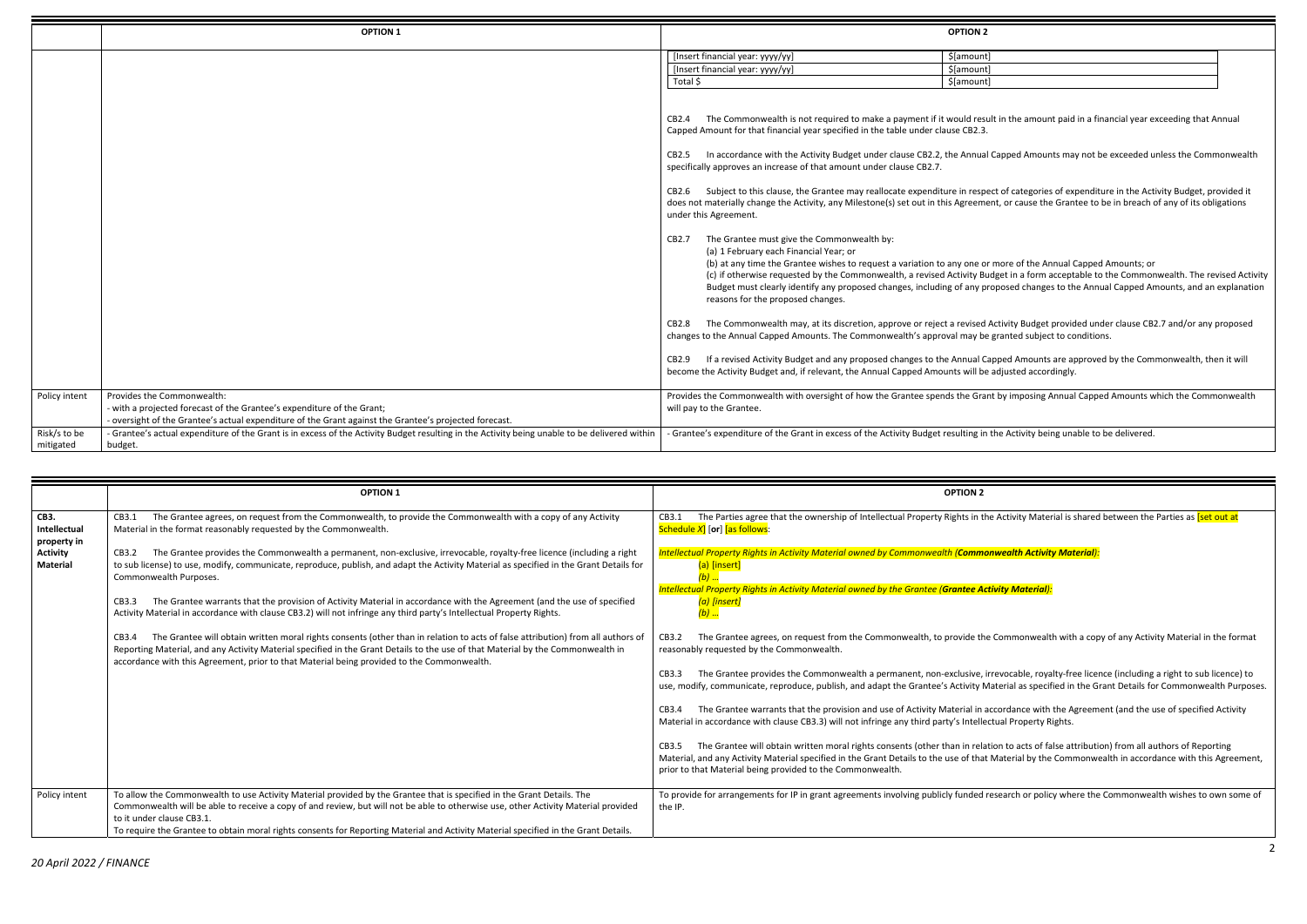| | OPTION 1 | OPTION 2 |
|---|---|---|
| | | [Insert financial year: yyyy/yy] — $[amount]<br>[Insert financial year: yyyy/yy] — $[amount]<br>Total $ — $[amount]<br><br>CB2.4 The Commonwealth is not required to make a payment if it would result in the amount paid in a financial year exceeding that Annual Capped Amount for that financial year specified in the table under clause CB2.3.<br><br>CB2.5 In accordance with the Activity Budget under clause CB2.2, the Annual Capped Amounts may not be exceeded unless the Commonwealth specifically approves an increase of that amount under clause CB2.7.<br><br>CB2.6 Subject to this clause, the Grantee may reallocate expenditure in respect of categories of expenditure in the Activity Budget, provided it does not materially change the Activity, any Milestone(s) set out in this Agreement, or cause the Grantee to be in breach of any of its obligations under this Agreement.<br><br>CB2.7 The Grantee must give the Commonwealth by:<br>(a) 1 February each Financial Year; or<br>(b) at any time the Grantee wishes to request a variation to any one or more of the Annual Capped Amounts; or<br>(c) if otherwise requested by the Commonwealth, a revised Activity Budget in a form acceptable to the Commonwealth. The revised Activity Budget must clearly identify any proposed changes, including of any proposed changes to the Annual Capped Amounts, and an explanation reasons for the proposed changes.<br><br>CB2.8 The Commonwealth may, at its discretion, approve or reject a revised Activity Budget provided under clause CB2.7 and/or any proposed changes to the Annual Capped Amounts. The Commonwealth's approval may be granted subject to conditions.<br><br>CB2.9 If a revised Activity Budget and any proposed changes to the Annual Capped Amounts are approved by the Commonwealth, then it will become the Activity Budget and, if relevant, the Annual Capped Amounts will be adjusted accordingly. |
| Policy intent | Provides the Commonwealth:<br>- with a projected forecast of the Grantee's expenditure of the Grant;<br>- oversight of the Grantee's actual expenditure of the Grant against the Grantee's projected forecast. | Provides the Commonwealth with oversight of how the Grantee spends the Grant by imposing Annual Capped Amounts which the Commonwealth will pay to the Grantee. |
| Risk/s to be mitigated | - Grantee's actual expenditure of the Grant is in excess of the Activity Budget resulting in the Activity being unable to be delivered within budget. | - Grantee's expenditure of the Grant in excess of the Activity Budget resulting in the Activity being unable to be delivered. |

| | OPTION 1 | OPTION 2 |
|---|---|---|
| **CB3. Intellectual property in Activity Material** | CB3.1 The Grantee agrees, on request from the Commonwealth, to provide the Commonwealth with a copy of any Activity Material in the format reasonably requested by the Commonwealth.<br><br>CB3.2 The Grantee provides the Commonwealth a permanent, non-exclusive, irrevocable, royalty-free licence (including a right to sub license) to use, modify, communicate, reproduce, publish, and adapt the Activity Material as specified in the Grant Details for Commonwealth Purposes.<br><br>CB3.3 The Grantee warrants that the provision of Activity Material in accordance with the Agreement (and the use of specified Activity Material in accordance with clause CB3.2) will not infringe any third party's Intellectual Property Rights.<br><br>CB3.4 The Grantee will obtain written moral rights consents (other than in relation to acts of false attribution) from all authors of Reporting Material, and any Activity Material specified in the Grant Details to the use of that Material by the Commonwealth in accordance with this Agreement, prior to that Material being provided to the Commonwealth. | CB3.1 The Parties agree that the ownership of Intellectual Property Rights in the Activity Material is shared between the Parties as [set out at Schedule X] [or] [as follows:<br><br>*Intellectual Property Rights in Activity Material owned by Commonwealth (**Commonwealth Activity Material**):*<br>(a) [insert]<br>*(b) …*<br>*Intellectual Property Rights in Activity Material owned by the Grantee (**Grantee Activity Material**):*<br>*(a) [insert]*<br>*(b) …*<br><br>CB3.2 The Grantee agrees, on request from the Commonwealth, to provide the Commonwealth with a copy of any Activity Material in the format reasonably requested by the Commonwealth.<br><br>CB3.3 The Grantee provides the Commonwealth a permanent, non-exclusive, irrevocable, royalty-free licence (including a right to sub licence) to use, modify, communicate, reproduce, publish, and adapt the Grantee's Activity Material as specified in the Grant Details for Commonwealth Purposes.<br><br>CB3.4 The Grantee warrants that the provision and use of Activity Material in accordance with the Agreement (and the use of specified Activity Material in accordance with clause CB3.3) will not infringe any third party's Intellectual Property Rights.<br><br>CB3.5 The Grantee will obtain written moral rights consents (other than in relation to acts of false attribution) from all authors of Reporting Material, and any Activity Material specified in the Grant Details to the use of that Material by the Commonwealth in accordance with this Agreement, prior to that Material being provided to the Commonwealth. |
| Policy intent | To allow the Commonwealth to use Activity Material provided by the Grantee that is specified in the Grant Details. The Commonwealth will be able to receive a copy of and review, but will not be able to otherwise use, other Activity Material provided to it under clause CB3.1.<br>To require the Grantee to obtain moral rights consents for Reporting Material and Activity Material specified in the Grant Details. | To provide for arrangements for IP in grant agreements involving publicly funded research or policy where the Commonwealth wishes to own some of the IP. |

*20 April 2022 / FINANCE*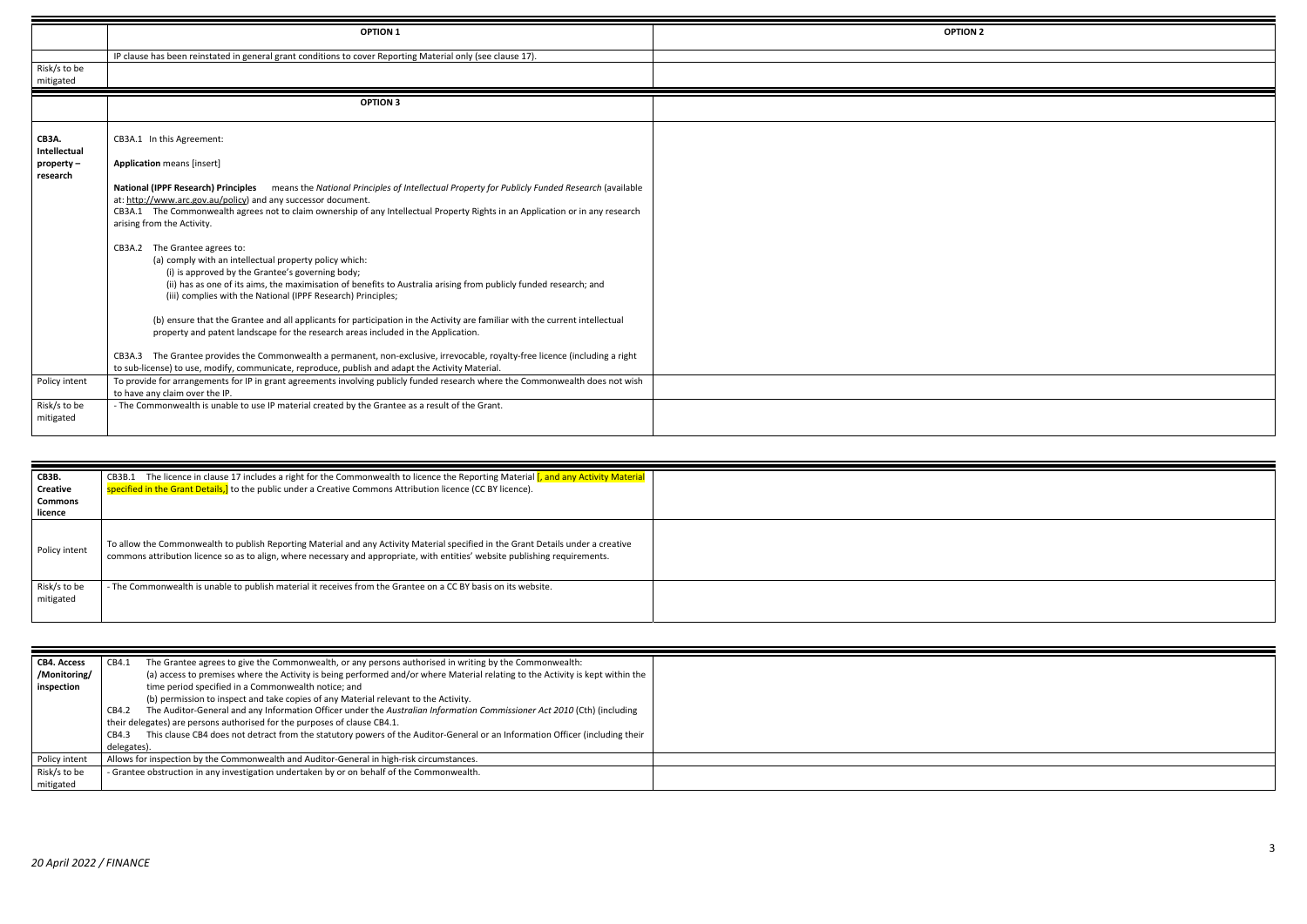| | OPTION 1 | OPTION 2 |
|---|---|---|
| | IP clause has been reinstated in general grant conditions to cover Reporting Material only (see clause 17). | |
| Risk/s to be mitigated | | |

| | OPTION 3 | |
|---|---|---|
| **CB3A. Intellectual property – research** | CB3A.1 In this Agreement:<br><br>**Application** means [insert]<br><br>**National (IPPF Research) Principles** means the *National Principles of Intellectual Property for Publicly Funded Research* (available at: http://www.arc.gov.au/policy) and any successor document.<br>CB3A.1 The Commonwealth agrees not to claim ownership of any Intellectual Property Rights in an Application or in any research arising from the Activity.<br><br>CB3A.2 The Grantee agrees to:<br>(a) comply with an intellectual property policy which:<br>(i) is approved by the Grantee's governing body;<br>(ii) has as one of its aims, the maximisation of benefits to Australia arising from publicly funded research; and<br>(iii) complies with the National (IPPF Research) Principles;<br><br>(b) ensure that the Grantee and all applicants for participation in the Activity are familiar with the current intellectual property and patent landscape for the research areas included in the Application.<br><br>CB3A.3 The Grantee provides the Commonwealth a permanent, non-exclusive, irrevocable, royalty-free licence (including a right to sub-license) to use, modify, communicate, reproduce, publish and adapt the Activity Material. | |
| Policy intent | To provide for arrangements for IP in grant agreements involving publicly funded research where the Commonwealth does not wish to have any claim over the IP. | |
| Risk/s to be mitigated | - The Commonwealth is unable to use IP material created by the Grantee as a result of the Grant. | |

| | | |
|---|---|---|
| **CB3B. Creative Commons licence** | CB3B.1 The licence in clause 17 includes a right for the Commonwealth to licence the Reporting Material [, and any Activity Material specified in the Grant Details,] to the public under a Creative Commons Attribution licence (CC BY licence). | |
| Policy intent | To allow the Commonwealth to publish Reporting Material and any Activity Material specified in the Grant Details under a creative commons attribution licence so as to align, where necessary and appropriate, with entities' website publishing requirements. | |
| Risk/s to be mitigated | - The Commonwealth is unable to publish material it receives from the Grantee on a CC BY basis on its website. | |

| | | |
|---|---|---|
| **CB4. Access /Monitoring/ inspection** | CB4.1 The Grantee agrees to give the Commonwealth, or any persons authorised in writing by the Commonwealth:<br>(a) access to premises where the Activity is being performed and/or where Material relating to the Activity is kept within the time period specified in a Commonwealth notice; and<br>(b) permission to inspect and take copies of any Material relevant to the Activity.<br>CB4.2 The Auditor-General and any Information Officer under the *Australian Information Commissioner Act 2010* (Cth) (including their delegates) are persons authorised for the purposes of clause CB4.1.<br>CB4.3 This clause CB4 does not detract from the statutory powers of the Auditor-General or an Information Officer (including their delegates). | |
| Policy intent | Allows for inspection by the Commonwealth and Auditor-General in high-risk circumstances. | |
| Risk/s to be mitigated | - Grantee obstruction in any investigation undertaken by or on behalf of the Commonwealth. | |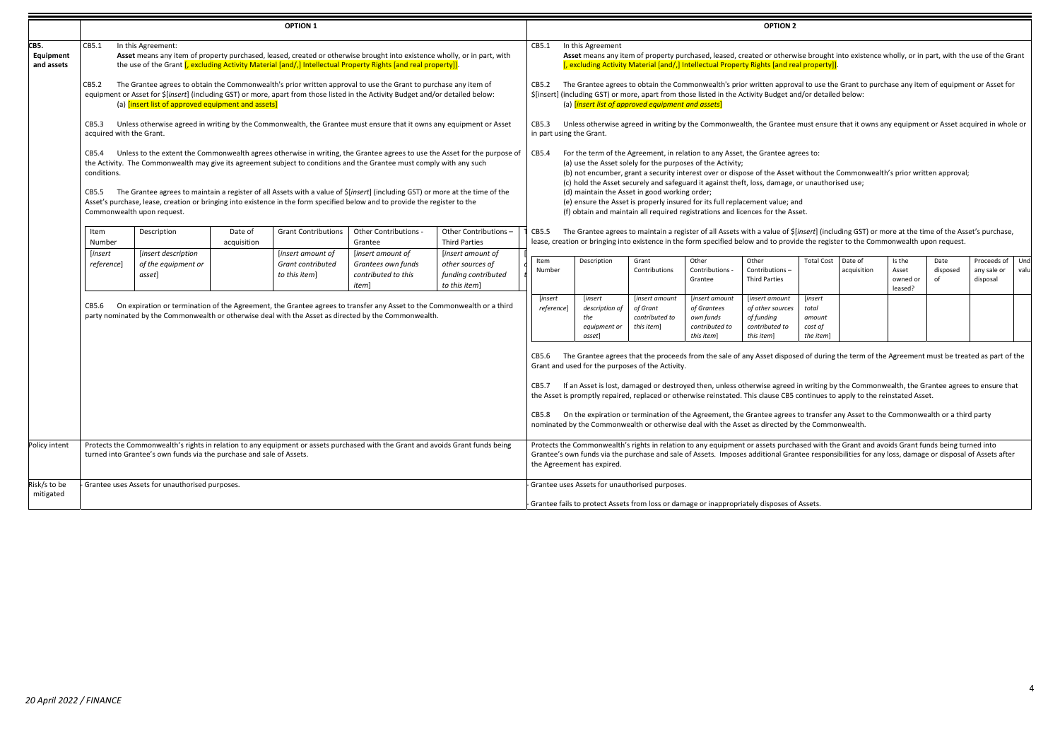| | OPTION 1 | OPTION 2 |
|---|---|---|
| **CB5. Equipment and assets** | CB5.1 In this Agreement:<br>**Asset** means any item of property purchased, leased, created or otherwise brought into existence wholly, or in part, with the use of the Grant [, excluding Activity Material [and/,] Intellectual Property Rights [and real property]].<br><br>CB5.2 The Grantee agrees to obtain the Commonwealth's prior written approval to use the Grant to purchase any item of equipment or Asset for $[*insert*] (including GST) or more, apart from those listed in the Activity Budget and/or detailed below:<br>(a) [insert list of approved equipment and assets]<br><br>CB5.3 Unless otherwise agreed in writing by the Commonwealth, the Grantee must ensure that it owns any equipment or Asset acquired with the Grant.<br><br>CB5.4 Unless to the extent the Commonwealth agrees otherwise in writing, the Grantee agrees to use the Asset for the purpose of the Activity. The Commonwealth may give its agreement subject to conditions and the Grantee must comply with any such conditions.<br><br>CB5.5 The Grantee agrees to maintain a register of all Assets with a value of $[*insert*] (including GST) or more at the time of the Asset's purchase, lease, creation or bringing into existence in the form specified below and to provide the register to the Commonwealth upon request.<br><br>Register columns: Item Number; Description; Date of acquisition; Grant Contributions; Other Contributions - Grantee; Other Contributions – Third Parties<br>Row: [*insert reference*]; [*insert description of the equipment or asset*]; (blank); [*insert amount of Grant contributed to this item*]; [*insert amount of Grantees own funds contributed to this item*]; [*insert amount of other sources of funding contributed to this item*]<br><br>CB5.6 On expiration or termination of the Agreement, the Grantee agrees to transfer any Asset to the Commonwealth or a third party nominated by the Commonwealth or otherwise deal with the Asset as directed by the Commonwealth. | CB5.1 In this Agreement<br>**Asset** means any item of property purchased, leased, created or otherwise brought into existence wholly, or in part, with the use of the Grant [, excluding Activity Material [and/,] Intellectual Property Rights [and real property]].<br><br>CB5.2 The Grantee agrees to obtain the Commonwealth's prior written approval to use the Grant to purchase any item of equipment or Asset for $[insert] (including GST) or more, apart from those listed in the Activity Budget and/or detailed below:<br>(a) [*insert list of approved equipment and assets*]<br><br>CB5.3 Unless otherwise agreed in writing by the Commonwealth, the Grantee must ensure that it owns any equipment or Asset acquired in whole or in part using the Grant.<br><br>CB5.4 For the term of the Agreement, in relation to any Asset, the Grantee agrees to:<br>(a) use the Asset solely for the purposes of the Activity;<br>(b) not encumber, grant a security interest over or dispose of the Asset without the Commonwealth's prior written approval;<br>(c) hold the Asset securely and safeguard it against theft, loss, damage, or unauthorised use;<br>(d) maintain the Asset in good working order;<br>(e) ensure the Asset is properly insured for its full replacement value; and<br>(f) obtain and maintain all required registrations and licences for the Asset.<br><br>CB5.5 The Grantee agrees to maintain a register of all Assets with a value of $[*insert*] (including GST) or more at the time of the Asset's purchase, lease, creation or bringing into existence in the form specified below and to provide the register to the Commonwealth upon request.<br><br>Register columns: Item Number; Description; Grant Contributions; Other Contributions - Grantee; Other Contributions – Third Parties; Total Cost; Date of acquisition; Is the Asset owned or leased?; Date disposed of; Proceeds of any sale or disposal; Und valu<br>Row: [*insert reference*]; [*insert description of the equipment or asset*]; [*insert amount of Grant contributed to this item*]; [*insert amount of Grantees own funds contributed to this item*]; [*insert amount of other sources of funding contributed to this item*]; [*insert total amount cost of the item*]; (blank); (blank); (blank); (blank); (blank)<br><br>CB5.6 The Grantee agrees that the proceeds from the sale of any Asset disposed of during the term of the Agreement must be treated as part of the Grant and used for the purposes of the Activity.<br><br>CB5.7 If an Asset is lost, damaged or destroyed then, unless otherwise agreed in writing by the Commonwealth, the Grantee agrees to ensure that the Asset is promptly repaired, replaced or otherwise reinstated. This clause CB5 continues to apply to the reinstated Asset.<br><br>CB5.8 On the expiration or termination of the Agreement, the Grantee agrees to transfer any Asset to the Commonwealth or a third party nominated by the Commonwealth or otherwise deal with the Asset as directed by the Commonwealth. |
| Policy intent | Protects the Commonwealth's rights in relation to any equipment or assets purchased with the Grant and avoids Grant funds being turned into Grantee's own funds via the purchase and sale of Assets. | Protects the Commonwealth's rights in relation to any equipment or assets purchased with the Grant and avoids Grant funds being turned into Grantee's own funds via the purchase and sale of Assets. Imposes additional Grantee responsibilities for any loss, damage or disposal of Assets after the Agreement has expired. |
| Risk/s to be mitigated | - Grantee uses Assets for unauthorised purposes. | - Grantee uses Assets for unauthorised purposes.<br>- Grantee fails to protect Assets from loss or damage or inappropriately disposes of Assets. |

20 April 2022 / FINANCE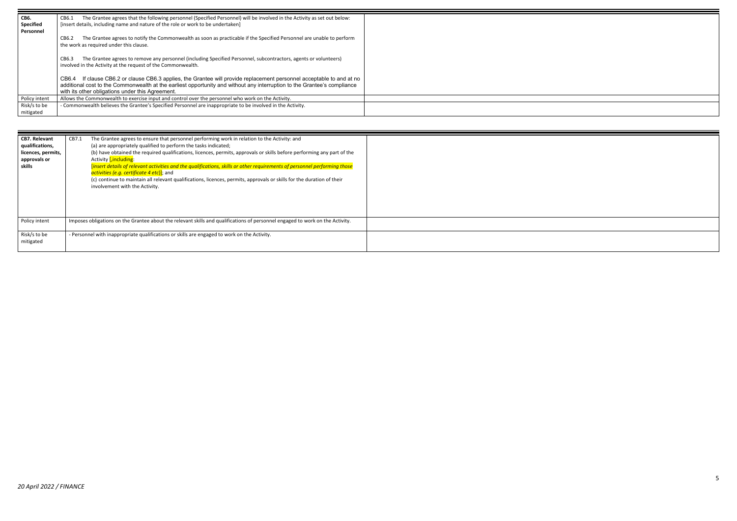| **CB6. Specified Personnel** | CB6.1 The Grantee agrees that the following personnel (Specified Personnel) will be involved in the Activity as set out below: [insert details, including name and nature of the role or work to be undertaken]<br><br>CB6.2 The Grantee agrees to notify the Commonwealth as soon as practicable if the Specified Personnel are unable to perform the work as required under this clause.<br><br>CB6.3 The Grantee agrees to remove any personnel (including Specified Personnel, subcontractors, agents or volunteers) involved in the Activity at the request of the Commonwealth.<br><br>CB6.4 If clause CB6.2 or clause CB6.3 applies, the Grantee will provide replacement personnel acceptable to and at no additional cost to the Commonwealth at the earliest opportunity and without any interruption to the Grantee's compliance with its other obligations under this Agreement. | |
|---|---|---|
| Policy intent | Allows the Commonwealth to exercise input and control over the personnel who work on the Activity. | |
| Risk/s to be mitigated | - Commonwealth believes the Grantee's Specified Personnel are inappropriate to be involved in the Activity. | |

| **CB7. Relevant qualifications, licences, permits, approvals or skills** | CB7.1 The Grantee agrees to ensure that personnel performing work in relation to the Activity: and<br>(a) are appropriately qualified to perform the tasks indicated;<br>(b) have obtained the required qualifications, licences, permits, approvals or skills before performing any part of the Activity [, including:<br>[*insert details of relevant activities and the qualifications, skills or other requirements of personnel performing those activities (e.g. certificate 4 etc)*]; and<br>(c) continue to maintain all relevant qualifications, licences, permits, approvals or skills for the duration of their involvement with the Activity. | |
|---|---|---|
| Policy intent | Imposes obligations on the Grantee about the relevant skills and qualifications of personnel engaged to work on the Activity. | |
| Risk/s to be mitigated | - Personnel with inappropriate qualifications or skills are engaged to work on the Activity. | |

*20 April 2022 / FINANCE*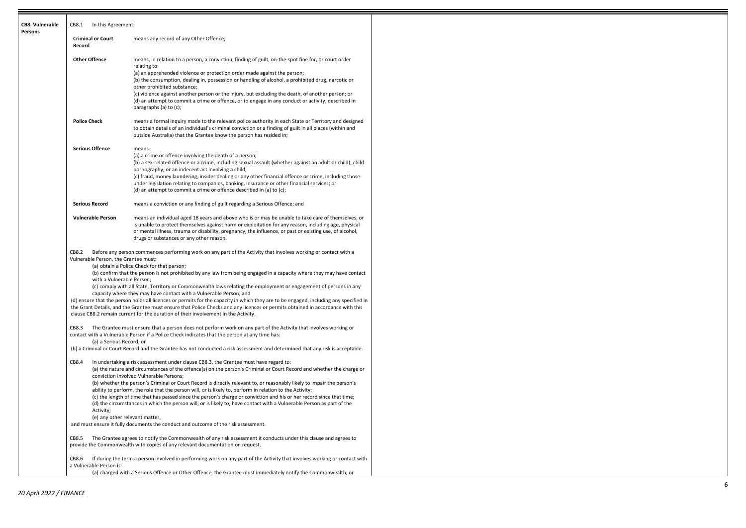## CB8. Vulnerable Persons

CB8.1 In this Agreement:

| | |
|---|---|
| **Criminal or Court Record** | means any record of any Other Offence; |
| **Other Offence** | means, in relation to a person, a conviction, finding of guilt, on-the-spot fine for, or court order relating to:<br>(a) an apprehended violence or protection order made against the person;<br>(b) the consumption, dealing in, possession or handling of alcohol, a prohibited drug, narcotic or other prohibited substance;<br>(c) violence against another person or the injury, but excluding the death, of another person; or<br>(d) an attempt to commit a crime or offence, or to engage in any conduct or activity, described in paragraphs (a) to (c); |
| **Police Check** | means a formal inquiry made to the relevant police authority in each State or Territory and designed to obtain details of an individual's criminal conviction or a finding of guilt in all places (within and outside Australia) that the Grantee know the person has resided in; |
| **Serious Offence** | means:<br>(a) a crime or offence involving the death of a person;<br>(b) a sex-related offence or a crime, including sexual assault (whether against an adult or child); child pornography, or an indecent act involving a child;<br>(c) fraud, money laundering, insider dealing or any other financial offence or crime, including those under legislation relating to companies, banking, insurance or other financial services; or<br>(d) an attempt to commit a crime or offence described in (a) to (c); |
| **Serious Record** | means a conviction or any finding of guilt regarding a Serious Offence; and |
| **Vulnerable Person** | means an individual aged 18 years and above who is or may be unable to take care of themselves, or is unable to protect themselves against harm or exploitation for any reason, including age, physical or mental illness, trauma or disability, pregnancy, the influence, or past or existing use, of alcohol, drugs or substances or any other reason. |

CB8.2 Before any person commences performing work on any part of the Activity that involves working or contact with a Vulnerable Person, the Grantee must:

(a) obtain a Police Check for that person;

(b) confirm that the person is not prohibited by any law from being engaged in a capacity where they may have contact with a Vulnerable Person;

(c) comply with all State, Territory or Commonwealth laws relating the employment or engagement of persons in any capacity where they may have contact with a Vulnerable Person; and

(d) ensure that the person holds all licences or permits for the capacity in which they are to be engaged, including any specified in the Grant Details, and the Grantee must ensure that Police Checks and any licences or permits obtained in accordance with this clause CB8.2 remain current for the duration of their involvement in the Activity.

CB8.3 The Grantee must ensure that a person does not perform work on any part of the Activity that involves working or contact with a Vulnerable Person if a Police Check indicates that the person at any time has:

(a) a Serious Record; or

(b) a Criminal or Court Record and the Grantee has not conducted a risk assessment and determined that any risk is acceptable.

CB8.4 In undertaking a risk assessment under clause CB8.3, the Grantee must have regard to:

(a) the nature and circumstances of the offence(s) on the person's Criminal or Court Record and whether the charge or conviction involved Vulnerable Persons;

(b) whether the person's Criminal or Court Record is directly relevant to, or reasonably likely to impair the person's ability to perform, the role that the person will, or is likely to, perform in relation to the Activity;

(c) the length of time that has passed since the person's charge or conviction and his or her record since that time;

(d) the circumstances in which the person will, or is likely to, have contact with a Vulnerable Person as part of the Activity;

(e) any other relevant matter,

and must ensure it fully documents the conduct and outcome of the risk assessment.

CB8.5 The Grantee agrees to notify the Commonwealth of any risk assessment it conducts under this clause and agrees to provide the Commonwealth with copies of any relevant documentation on request.

CB8.6 If during the term a person involved in performing work on any part of the Activity that involves working or contact with a Vulnerable Person is:

(a) charged with a Serious Offence or Other Offence, the Grantee must immediately notify the Commonwealth; or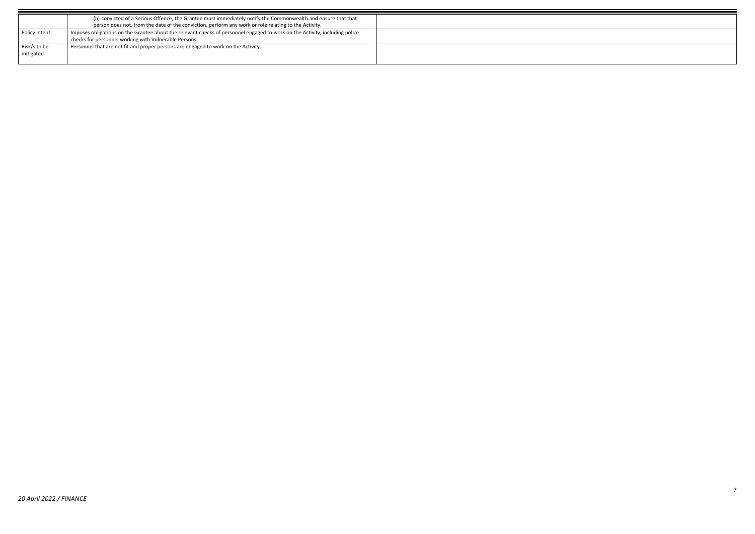| | | |
|---|---|---|
| | (b) convicted of a Serious Offence, the Grantee must immediately notify the Commonwealth and ensure that that person does not, from the date of the conviction, perform any work or role relating to the Activity. | |
| Policy intent | Imposes obligations on the Grantee about the relevant checks of personnel engaged to work on the Activity, including police checks for personnel working with Vulnerable Persons. | |
| Risk/s to be mitigated | Personnel that are not fit and proper persons are engaged to work on the Activity. | |

*20 April 2022 / FINANCE*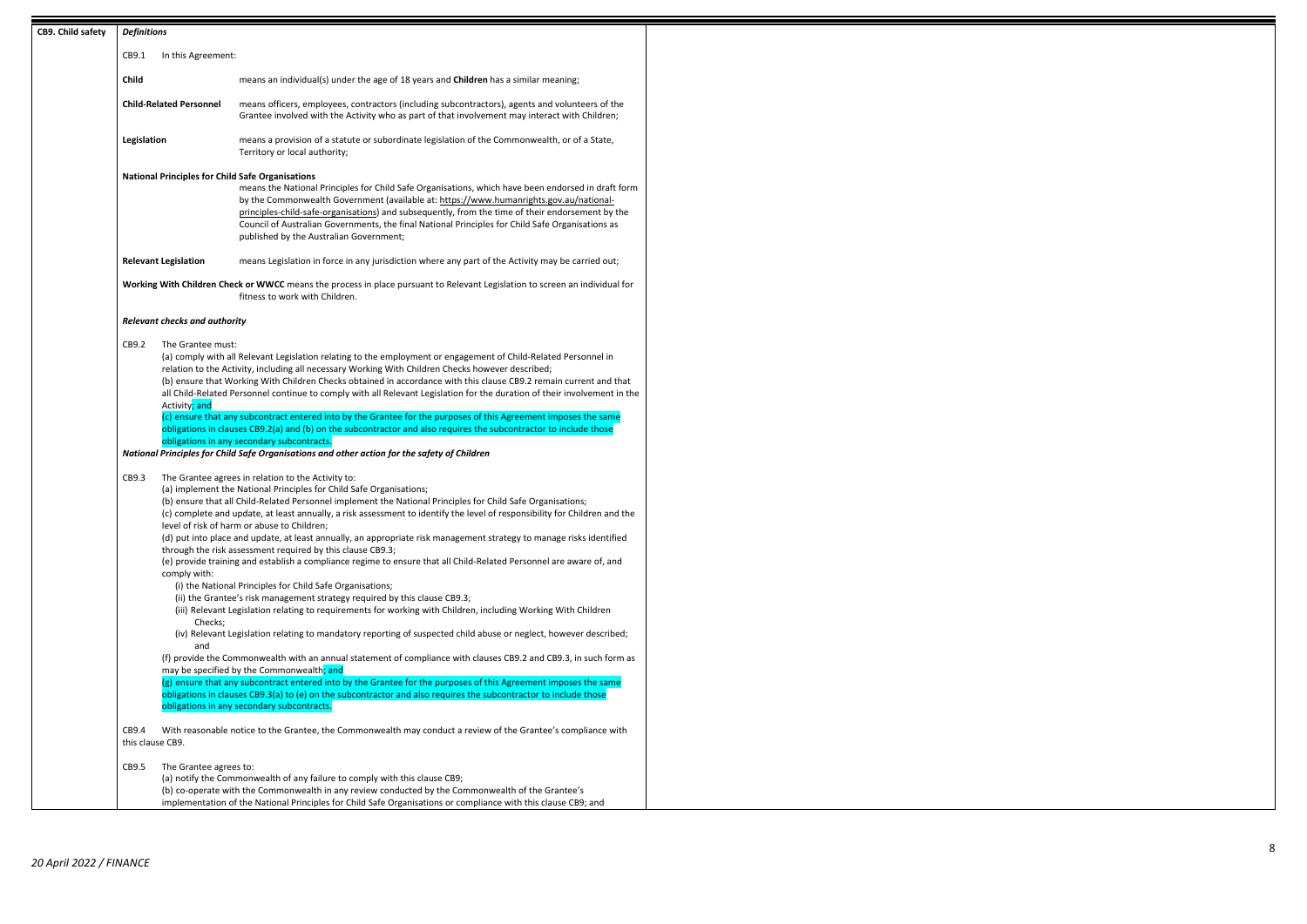**CB9. Child safety**

***Definitions***

CB9.1 In this Agreement:

**Child** means an individual(s) under the age of 18 years and **Children** has a similar meaning;

**Child-Related Personnel** means officers, employees, contractors (including subcontractors), agents and volunteers of the Grantee involved with the Activity who as part of that involvement may interact with Children;

**Legislation** means a provision of a statute or subordinate legislation of the Commonwealth, or of a State, Territory or local authority;

**National Principles for Child Safe Organisations** means the National Principles for Child Safe Organisations, which have been endorsed in draft form by the Commonwealth Government (available at: https://www.humanrights.gov.au/national-principles-child-safe-organisations) and subsequently, from the time of their endorsement by the Council of Australian Governments, the final National Principles for Child Safe Organisations as published by the Australian Government;

**Relevant Legislation** means Legislation in force in any jurisdiction where any part of the Activity may be carried out;

**Working With Children Check or WWCC** means the process in place pursuant to Relevant Legislation to screen an individual for fitness to work with Children.

***Relevant checks and authority***

CB9.2 The Grantee must:

(a) comply with all Relevant Legislation relating to the employment or engagement of Child-Related Personnel in relation to the Activity, including all necessary Working With Children Checks however described;

(b) ensure that Working With Children Checks obtained in accordance with this clause CB9.2 remain current and that all Child-Related Personnel continue to comply with all Relevant Legislation for the duration of their involvement in the Activity; and

(c) ensure that any subcontract entered into by the Grantee for the purposes of this Agreement imposes the same obligations in clauses CB9.2(a) and (b) on the subcontractor and also requires the subcontractor to include those obligations in any secondary subcontracts.

***National Principles for Child Safe Organisations and other action for the safety of Children***

CB9.3 The Grantee agrees in relation to the Activity to:

(a) implement the National Principles for Child Safe Organisations;

(b) ensure that all Child-Related Personnel implement the National Principles for Child Safe Organisations;

(c) complete and update, at least annually, a risk assessment to identify the level of responsibility for Children and the level of risk of harm or abuse to Children;

(d) put into place and update, at least annually, an appropriate risk management strategy to manage risks identified through the risk assessment required by this clause CB9.3;

(e) provide training and establish a compliance regime to ensure that all Child-Related Personnel are aware of, and comply with:

(i) the National Principles for Child Safe Organisations;

(ii) the Grantee's risk management strategy required by this clause CB9.3;

(iii) Relevant Legislation relating to requirements for working with Children, including Working With Children Checks;

(iv) Relevant Legislation relating to mandatory reporting of suspected child abuse or neglect, however described; and

(f) provide the Commonwealth with an annual statement of compliance with clauses CB9.2 and CB9.3, in such form as may be specified by the Commonwealth; and

(g) ensure that any subcontract entered into by the Grantee for the purposes of this Agreement imposes the same obligations in clauses CB9.3(a) to (e) on the subcontractor and also requires the subcontractor to include those obligations in any secondary subcontracts.

CB9.4 With reasonable notice to the Grantee, the Commonwealth may conduct a review of the Grantee's compliance with this clause CB9.

CB9.5 The Grantee agrees to:

(a) notify the Commonwealth of any failure to comply with this clause CB9;

(b) co-operate with the Commonwealth in any review conducted by the Commonwealth of the Grantee's implementation of the National Principles for Child Safe Organisations or compliance with this clause CB9; and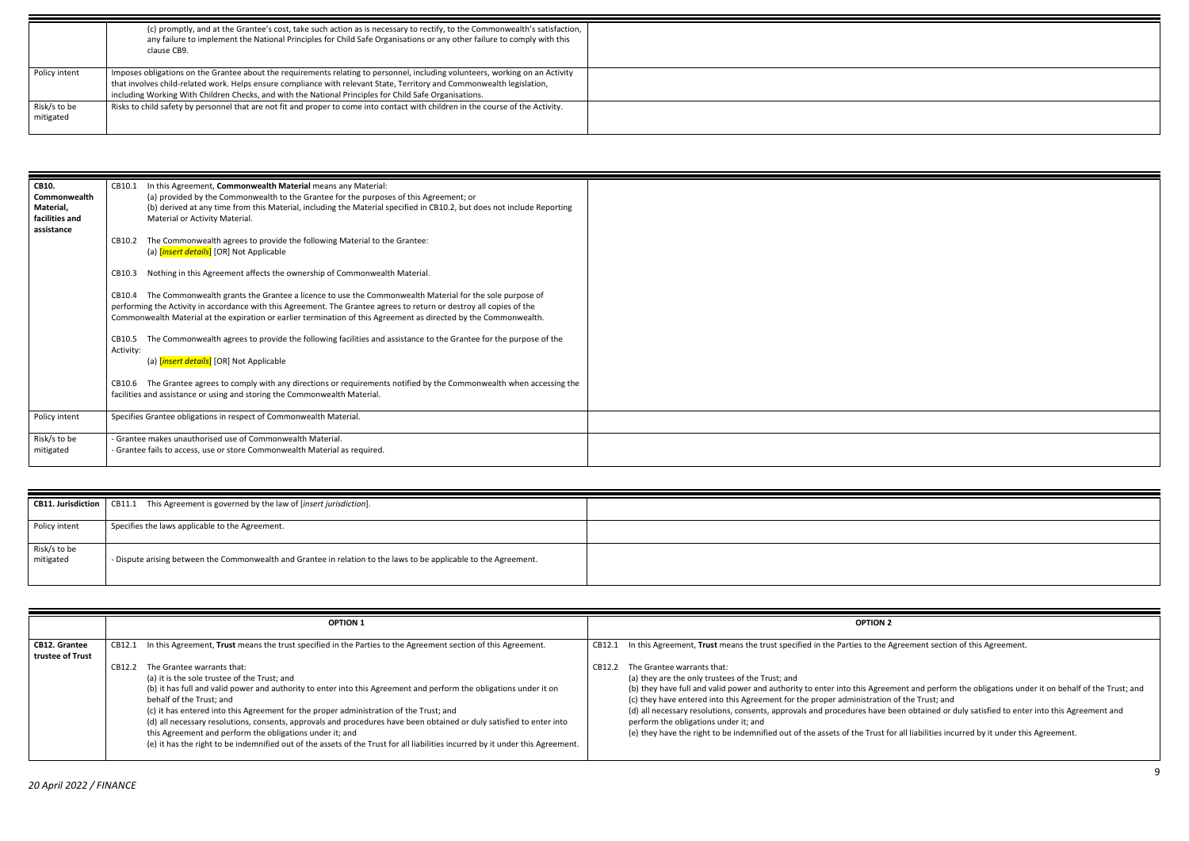| | | |
|---|---|---|
| | (c) promptly, and at the Grantee's cost, take such action as is necessary to rectify, to the Commonwealth's satisfaction, any failure to implement the National Principles for Child Safe Organisations or any other failure to comply with this clause CB9. | |
| Policy intent | Imposes obligations on the Grantee about the requirements relating to personnel, including volunteers, working on an Activity that involves child-related work. Helps ensure compliance with relevant State, Territory and Commonwealth legislation, including Working With Children Checks, and with the National Principles for Child Safe Organisations. | |
| Risk/s to be mitigated | Risks to child safety by personnel that are not fit and proper to come into contact with children in the course of the Activity. | |

| | | |
|---|---|---|
| **CB10. Commonwealth Material, facilities and assistance** | CB10.1 In this Agreement, **Commonwealth Material** means any Material:<br>(a) provided by the Commonwealth to the Grantee for the purposes of this Agreement; or<br>(b) derived at any time from this Material, including the Material specified in CB10.2, but does not include Reporting Material or Activity Material.<br><br>CB10.2 The Commonwealth agrees to provide the following Material to the Grantee:<br>(a) [*insert details*] [OR] Not Applicable<br><br>CB10.3 Nothing in this Agreement affects the ownership of Commonwealth Material.<br><br>CB10.4 The Commonwealth grants the Grantee a licence to use the Commonwealth Material for the sole purpose of performing the Activity in accordance with this Agreement. The Grantee agrees to return or destroy all copies of the Commonwealth Material at the expiration or earlier termination of this Agreement as directed by the Commonwealth.<br><br>CB10.5 The Commonwealth agrees to provide the following facilities and assistance to the Grantee for the purpose of the Activity:<br>(a) [*insert details*] [OR] Not Applicable<br><br>CB10.6 The Grantee agrees to comply with any directions or requirements notified by the Commonwealth when accessing the facilities and assistance or using and storing the Commonwealth Material. | |
| Policy intent | Specifies Grantee obligations in respect of Commonwealth Material. | |
| Risk/s to be mitigated | - Grantee makes unauthorised use of Commonwealth Material.<br>- Grantee fails to access, use or store Commonwealth Material as required. | |

| | | |
|---|---|---|
| **CB11. Jurisdiction** | CB11.1 This Agreement is governed by the law of [*insert jurisdiction*]. | |
| Policy intent | Specifies the laws applicable to the Agreement. | |
| Risk/s to be mitigated | - Dispute arising between the Commonwealth and Grantee in relation to the laws to be applicable to the Agreement. | |

| | **OPTION 1** | **OPTION 2** |
|---|---|---|
| **CB12. Grantee trustee of Trust** | CB12.1 In this Agreement, **Trust** means the trust specified in the Parties to the Agreement section of this Agreement.<br><br>CB12.2 The Grantee warrants that:<br>(a) it is the sole trustee of the Trust; and<br>(b) it has full and valid power and authority to enter into this Agreement and perform the obligations under it on behalf of the Trust; and<br>(c) it has entered into this Agreement for the proper administration of the Trust; and<br>(d) all necessary resolutions, consents, approvals and procedures have been obtained or duly satisfied to enter into this Agreement and perform the obligations under it; and<br>(e) it has the right to be indemnified out of the assets of the Trust for all liabilities incurred by it under this Agreement. | CB12.1 In this Agreement, **Trust** means the trust specified in the Parties to the Agreement section of this Agreement.<br><br>CB12.2 The Grantee warrants that:<br>(a) they are the only trustees of the Trust; and<br>(b) they have full and valid power and authority to enter into this Agreement and perform the obligations under it on behalf of the Trust; and<br>(c) they have entered into this Agreement for the proper administration of the Trust; and<br>(d) all necessary resolutions, consents, approvals and procedures have been obtained or duly satisfied to enter into this Agreement and perform the obligations under it; and<br>(e) they have the right to be indemnified out of the assets of the Trust for all liabilities incurred by it under this Agreement. |

*20 April 2022 / FINANCE*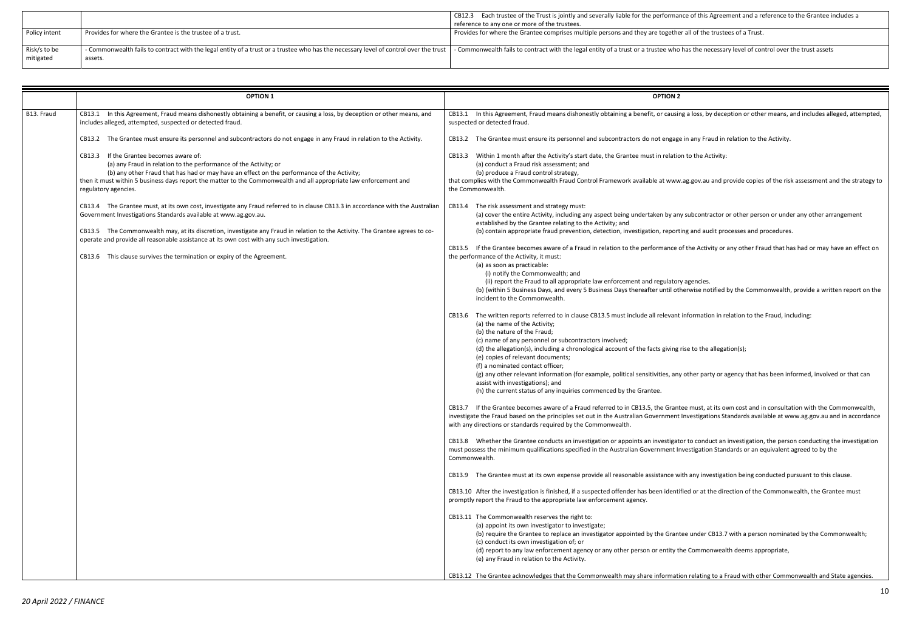| | | |
|---|---|---|
| | | CB12.3 Each trustee of the Trust is jointly and severally liable for the performance of this Agreement and a reference to the Grantee includes a reference to any one or more of the trustees. |
| Policy intent | Provides for where the Grantee is the trustee of a trust. | Provides for where the Grantee comprises multiple persons and they are together all of the trustees of a Trust. |
| Risk/s to be mitigated | - Commonwealth fails to contract with the legal entity of a trust or a trustee who has the necessary level of control over the trust assets. | - Commonwealth fails to contract with the legal entity of a trust or a trustee who has the necessary level of control over the trust assets |

| | OPTION 1 | OPTION 2 |
|---|---|---|
| B13. Fraud | CB13.1 In this Agreement, Fraud means dishonestly obtaining a benefit, or causing a loss, by deception or other means, and includes alleged, attempted, suspected or detected fraud.<br><br>CB13.2 The Grantee must ensure its personnel and subcontractors do not engage in any Fraud in relation to the Activity.<br><br>CB13.3 If the Grantee becomes aware of:<br>(a) any Fraud in relation to the performance of the Activity; or<br>(b) any other Fraud that has had or may have an effect on the performance of the Activity;<br>then it must within 5 business days report the matter to the Commonwealth and all appropriate law enforcement and regulatory agencies.<br><br>CB13.4 The Grantee must, at its own cost, investigate any Fraud referred to in clause CB13.3 in accordance with the Australian Government Investigations Standards available at www.ag.gov.au.<br><br>CB13.5 The Commonwealth may, at its discretion, investigate any Fraud in relation to the Activity. The Grantee agrees to co-operate and provide all reasonable assistance at its own cost with any such investigation.<br><br>CB13.6 This clause survives the termination or expiry of the Agreement. | CB13.1 In this Agreement, Fraud means dishonestly obtaining a benefit, or causing a loss, by deception or other means, and includes alleged, attempted, suspected or detected fraud.<br><br>CB13.2 The Grantee must ensure its personnel and subcontractors do not engage in any Fraud in relation to the Activity.<br><br>CB13.3 Within 1 month after the Activity's start date, the Grantee must in relation to the Activity:<br>(a) conduct a Fraud risk assessment; and<br>(b) produce a Fraud control strategy,<br>that complies with the Commonwealth Fraud Control Framework available at www.ag.gov.au and provide copies of the risk assessment and the strategy to the Commonwealth.<br><br>CB13.4 The risk assessment and strategy must:<br>(a) cover the entire Activity, including any aspect being undertaken by any subcontractor or other person or under any other arrangement established by the Grantee relating to the Activity; and<br>(b) contain appropriate fraud prevention, detection, investigation, reporting and audit processes and procedures.<br><br>CB13.5 If the Grantee becomes aware of a Fraud in relation to the performance of the Activity or any other Fraud that has had or may have an effect on the performance of the Activity, it must:<br>(a) as soon as practicable:<br>(i) notify the Commonwealth; and<br>(ii) report the Fraud to all appropriate law enforcement and regulatory agencies.<br>(b) (within 5 Business Days, and every 5 Business Days thereafter until otherwise notified by the Commonwealth, provide a written report on the incident to the Commonwealth.<br><br>CB13.6 The written reports referred to in clause CB13.5 must include all relevant information in relation to the Fraud, including:<br>(a) the name of the Activity;<br>(b) the nature of the Fraud;<br>(c) name of any personnel or subcontractors involved;<br>(d) the allegation(s), including a chronological account of the facts giving rise to the allegation(s);<br>(e) copies of relevant documents;<br>(f) a nominated contact officer;<br>(g) any other relevant information (for example, political sensitivities, any other party or agency that has been informed, involved or that can assist with investigations); and<br>(h) the current status of any inquiries commenced by the Grantee.<br><br>CB13.7 If the Grantee becomes aware of a Fraud referred to in CB13.5, the Grantee must, at its own cost and in consultation with the Commonwealth, investigate the Fraud based on the principles set out in the Australian Government Investigations Standards available at www.ag.gov.au and in accordance with any directions or standards required by the Commonwealth.<br><br>CB13.8 Whether the Grantee conducts an investigation or appoints an investigator to conduct an investigation, the person conducting the investigation must possess the minimum qualifications specified in the Australian Government Investigation Standards or an equivalent agreed to by the Commonwealth.<br><br>CB13.9 The Grantee must at its own expense provide all reasonable assistance with any investigation being conducted pursuant to this clause.<br><br>CB13.10 After the investigation is finished, if a suspected offender has been identified or at the direction of the Commonwealth, the Grantee must promptly report the Fraud to the appropriate law enforcement agency.<br><br>CB13.11 The Commonwealth reserves the right to:<br>(a) appoint its own investigator to investigate;<br>(b) require the Grantee to replace an investigator appointed by the Grantee under CB13.7 with a person nominated by the Commonwealth;<br>(c) conduct its own investigation of; or<br>(d) report to any law enforcement agency or any other person or entity the Commonwealth deems appropriate,<br>(e) any Fraud in relation to the Activity.<br><br>CB13.12 The Grantee acknowledges that the Commonwealth may share information relating to a Fraud with other Commonwealth and State agencies. |

*20 April 2022 / FINANCE*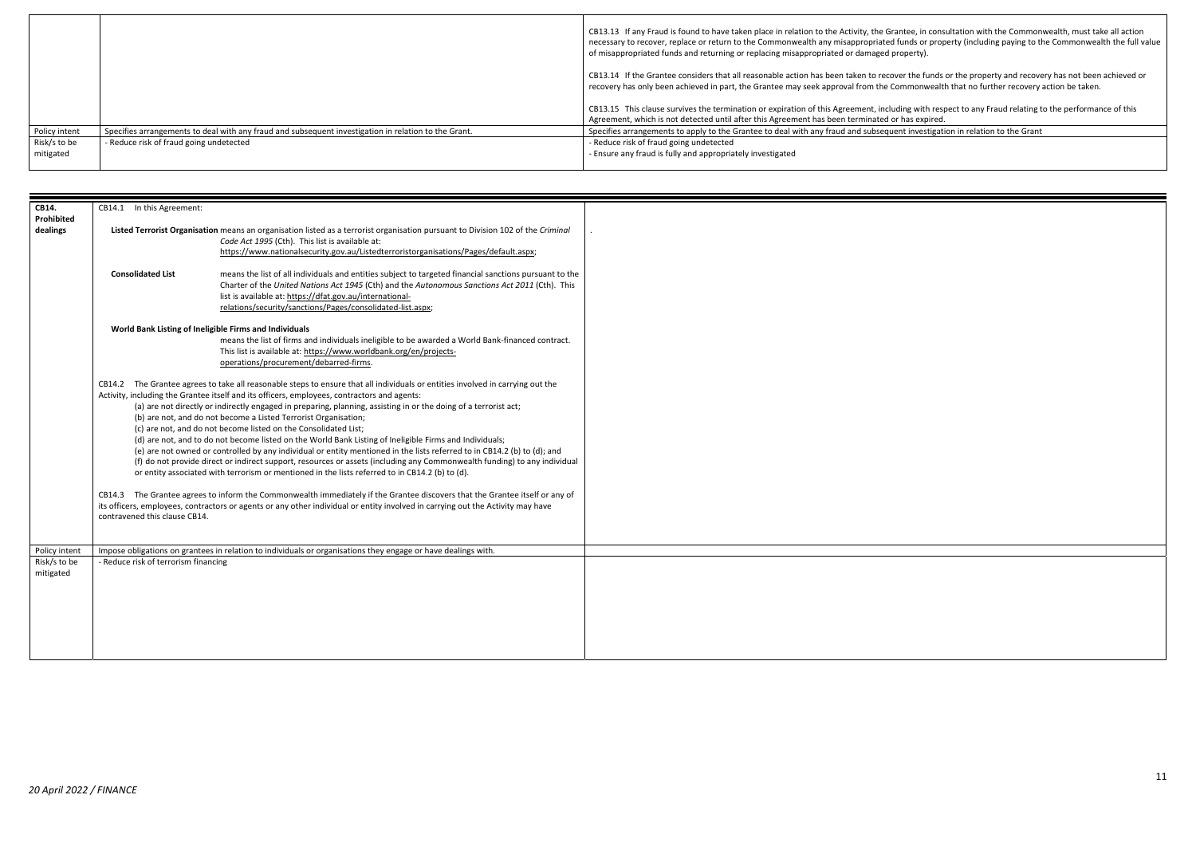| | | |
|---|---|---|
| | | CB13.13 If any Fraud is found to have taken place in relation to the Activity, the Grantee, in consultation with the Commonwealth, must take all action necessary to recover, replace or return to the Commonwealth any misappropriated funds or property (including paying to the Commonwealth the full value of misappropriated funds and returning or replacing misappropriated or damaged property).<br><br>CB13.14 If the Grantee considers that all reasonable action has been taken to recover the funds or the property and recovery has not been achieved or recovery has only been achieved in part, the Grantee may seek approval from the Commonwealth that no further recovery action be taken.<br><br>CB13.15 This clause survives the termination or expiration of this Agreement, including with respect to any Fraud relating to the performance of this Agreement, which is not detected until after this Agreement has been terminated or has expired. |
| Policy intent | Specifies arrangements to deal with any fraud and subsequent investigation in relation to the Grant. | Specifies arrangements to apply to the Grantee to deal with any fraud and subsequent investigation in relation to the Grant |
| Risk/s to be mitigated | - Reduce risk of fraud going undetected | - Reduce risk of fraud going undetected<br>- Ensure any fraud is fully and appropriately investigated |

| | | |
|---|---|---|
| **CB14. Prohibited dealings** | CB14.1 In this Agreement:<br><br>**Listed Terrorist Organisation** means an organisation listed as a terrorist organisation pursuant to Division 102 of the *Criminal Code Act 1995* (Cth). This list is available at: https://www.nationalsecurity.gov.au/Listedterroristorganisations/Pages/default.aspx;<br><br>**Consolidated List** means the list of all individuals and entities subject to targeted financial sanctions pursuant to the Charter of the *United Nations Act 1945* (Cth) and the *Autonomous Sanctions Act 2011* (Cth). This list is available at: https://dfat.gov.au/international-relations/security/sanctions/Pages/consolidated-list.aspx;<br><br>**World Bank Listing of Ineligible Firms and Individuals** means the list of firms and individuals ineligible to be awarded a World Bank-financed contract. This list is available at: https://www.worldbank.org/en/projects-operations/procurement/debarred-firms.<br><br>CB14.2 The Grantee agrees to take all reasonable steps to ensure that all individuals or entities involved in carrying out the Activity, including the Grantee itself and its officers, employees, contractors and agents:<br>(a) are not directly or indirectly engaged in preparing, planning, assisting in or the doing of a terrorist act;<br>(b) are not, and do not become a Listed Terrorist Organisation;<br>(c) are not, and do not become listed on the Consolidated List;<br>(d) are not, and to do not become listed on the World Bank Listing of Ineligible Firms and Individuals;<br>(e) are not owned or controlled by any individual or entity mentioned in the lists referred to in CB14.2 (b) to (d); and<br>(f) do not provide direct or indirect support, resources or assets (including any Commonwealth funding) to any individual or entity associated with terrorism or mentioned in the lists referred to in CB14.2 (b) to (d).<br><br>CB14.3 The Grantee agrees to inform the Commonwealth immediately if the Grantee discovers that the Grantee itself or any of its officers, employees, contractors or agents or any other individual or entity involved in carrying out the Activity may have contravened this clause CB14. | . |
| Policy intent | Impose obligations on grantees in relation to individuals or organisations they engage or have dealings with. | |
| Risk/s to be mitigated | - Reduce risk of terrorism financing | |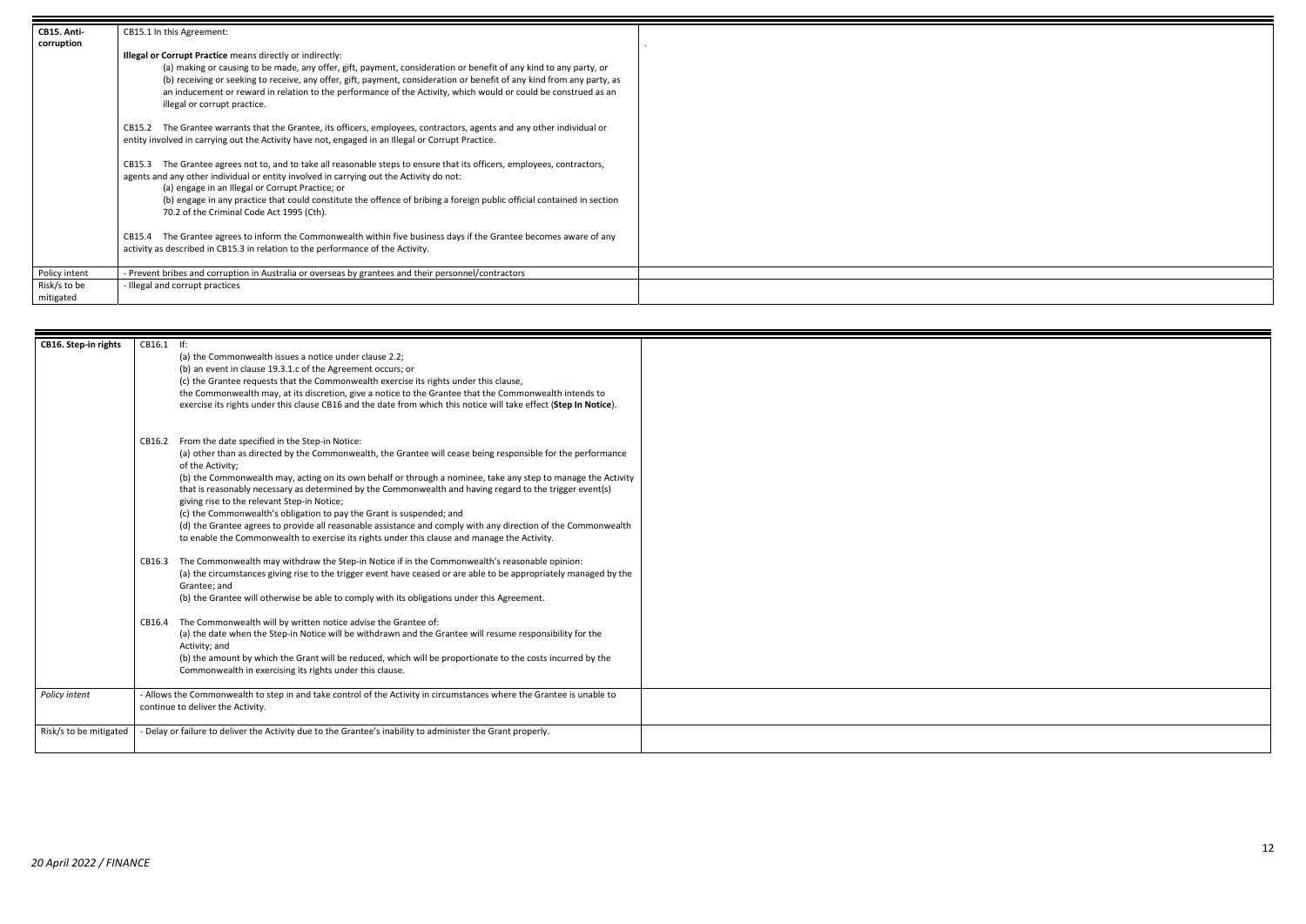| CB15. Anti-corruption | CB15.1 In this Agreement:<br><br>**Illegal or Corrupt Practice** means directly or indirectly:<br>(a) making or causing to be made, any offer, gift, payment, consideration or benefit of any kind to any party, or<br>(b) receiving or seeking to receive, any offer, gift, payment, consideration or benefit of any kind from any party, as an inducement or reward in relation to the performance of the Activity, which would or could be construed as an illegal or corrupt practice.<br><br>CB15.2 The Grantee warrants that the Grantee, its officers, employees, contractors, agents and any other individual or entity involved in carrying out the Activity have not, engaged in an Illegal or Corrupt Practice.<br><br>CB15.3 The Grantee agrees not to, and to take all reasonable steps to ensure that its officers, employees, contractors, agents and any other individual or entity involved in carrying out the Activity do not:<br>(a) engage in an Illegal or Corrupt Practice; or<br>(b) engage in any practice that could constitute the offence of bribing a foreign public official contained in section 70.2 of the Criminal Code Act 1995 (Cth).<br><br>CB15.4 The Grantee agrees to inform the Commonwealth within five business days if the Grantee becomes aware of any activity as described in CB15.3 in relation to the performance of the Activity. | . |
|---|---|---|
| Policy intent | - Prevent bribes and corruption in Australia or overseas by grantees and their personnel/contractors | |
| Risk/s to be mitigated | - Illegal and corrupt practices | |

| CB16. Step-in rights | CB16.1 If:<br>(a) the Commonwealth issues a notice under clause 2.2;<br>(b) an event in clause 19.3.1.c of the Agreement occurs; or<br>(c) the Grantee requests that the Commonwealth exercise its rights under this clause,<br>the Commonwealth may, at its discretion, give a notice to the Grantee that the Commonwealth intends to exercise its rights under this clause CB16 and the date from which this notice will take effect (**Step In Notice**).<br><br>CB16.2 From the date specified in the Step-in Notice:<br>(a) other than as directed by the Commonwealth, the Grantee will cease being responsible for the performance of the Activity;<br>(b) the Commonwealth may, acting on its own behalf or through a nominee, take any step to manage the Activity that is reasonably necessary as determined by the Commonwealth and having regard to the trigger event(s) giving rise to the relevant Step-in Notice;<br>(c) the Commonwealth's obligation to pay the Grant is suspended; and<br>(d) the Grantee agrees to provide all reasonable assistance and comply with any direction of the Commonwealth to enable the Commonwealth to exercise its rights under this clause and manage the Activity.<br><br>CB16.3 The Commonwealth may withdraw the Step-in Notice if in the Commonwealth's reasonable opinion:<br>(a) the circumstances giving rise to the trigger event have ceased or are able to be appropriately managed by the Grantee; and<br>(b) the Grantee will otherwise be able to comply with its obligations under this Agreement.<br><br>CB16.4 The Commonwealth will by written notice advise the Grantee of:<br>(a) the date when the Step-in Notice will be withdrawn and the Grantee will resume responsibility for the Activity; and<br>(b) the amount by which the Grant will be reduced, which will be proportionate to the costs incurred by the Commonwealth in exercising its rights under this clause. | |
|---|---|---|
| *Policy intent* | - Allows the Commonwealth to step in and take control of the Activity in circumstances where the Grantee is unable to continue to deliver the Activity. | |
| Risk/s to be mitigated | - Delay or failure to deliver the Activity due to the Grantee's inability to administer the Grant properly. | |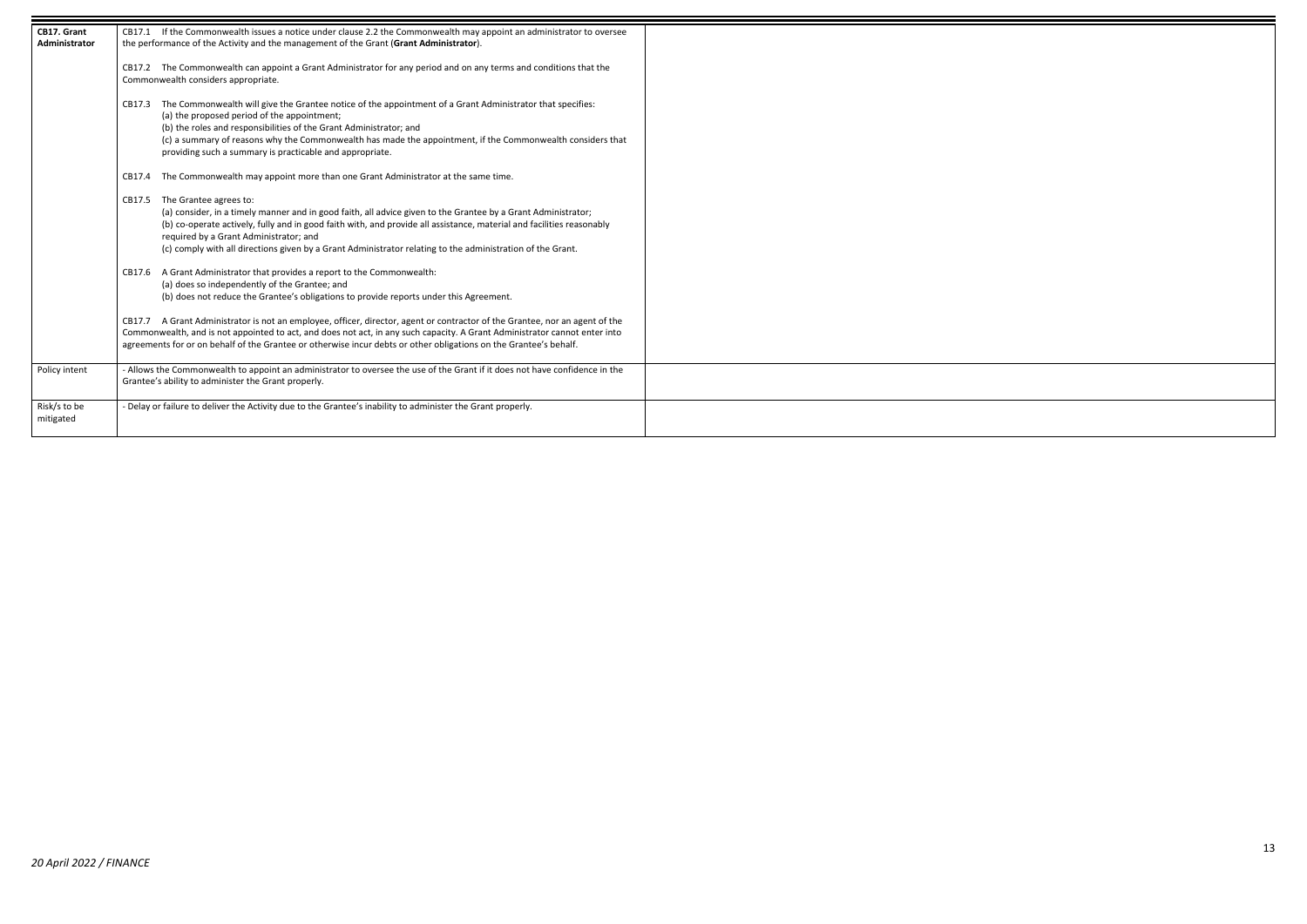| **CB17. Grant Administrator** | CB17.1 If the Commonwealth issues a notice under clause 2.2 the Commonwealth may appoint an administrator to oversee the performance of the Activity and the management of the Grant (**Grant Administrator**).<br><br>CB17.2 The Commonwealth can appoint a Grant Administrator for any period and on any terms and conditions that the Commonwealth considers appropriate.<br><br>CB17.3 The Commonwealth will give the Grantee notice of the appointment of a Grant Administrator that specifies:<br>(a) the proposed period of the appointment;<br>(b) the roles and responsibilities of the Grant Administrator; and<br>(c) a summary of reasons why the Commonwealth has made the appointment, if the Commonwealth considers that providing such a summary is practicable and appropriate.<br><br>CB17.4 The Commonwealth may appoint more than one Grant Administrator at the same time.<br><br>CB17.5 The Grantee agrees to:<br>(a) consider, in a timely manner and in good faith, all advice given to the Grantee by a Grant Administrator;<br>(b) co-operate actively, fully and in good faith with, and provide all assistance, material and facilities reasonably required by a Grant Administrator; and<br>(c) comply with all directions given by a Grant Administrator relating to the administration of the Grant.<br><br>CB17.6 A Grant Administrator that provides a report to the Commonwealth:<br>(a) does so independently of the Grantee; and<br>(b) does not reduce the Grantee's obligations to provide reports under this Agreement.<br><br>CB17.7 A Grant Administrator is not an employee, officer, director, agent or contractor of the Grantee, nor an agent of the Commonwealth, and is not appointed to act, and does not act, in any such capacity. A Grant Administrator cannot enter into agreements for or on behalf of the Grantee or otherwise incur debts or other obligations on the Grantee's behalf. | |
|---|---|---|
| Policy intent | - Allows the Commonwealth to appoint an administrator to oversee the use of the Grant if it does not have confidence in the Grantee's ability to administer the Grant properly. | |
| Risk/s to be mitigated | - Delay or failure to deliver the Activity due to the Grantee's inability to administer the Grant properly. | |

*20 April 2022 / FINANCE*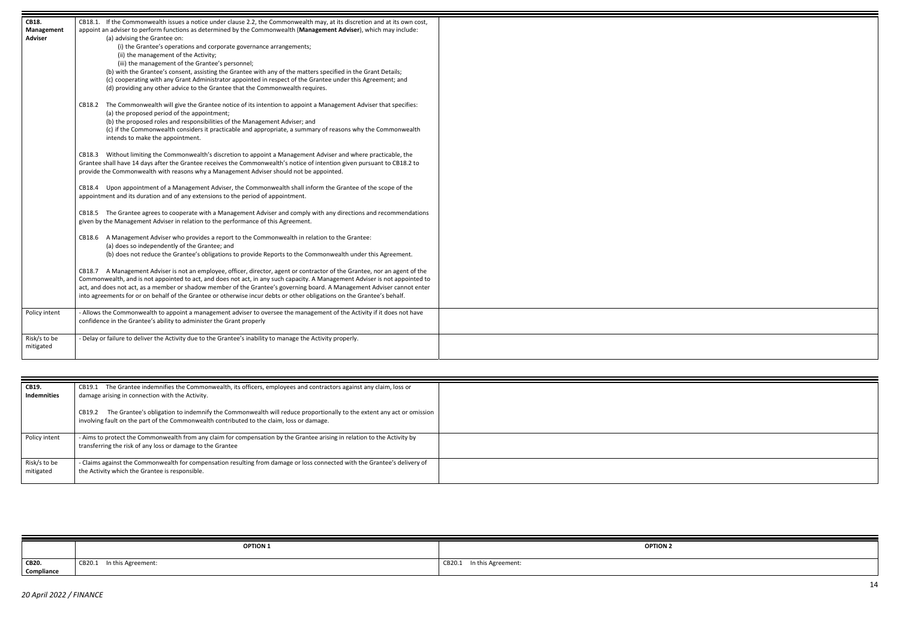| CB18. Management Adviser | CB18.1. If the Commonwealth issues a notice under clause 2.2, the Commonwealth may, at its discretion and at its own cost, appoint an adviser to perform functions as determined by the Commonwealth (**Management Adviser**), which may include:<br>(a) advising the Grantee on:<br>(i) the Grantee's operations and corporate governance arrangements;<br>(ii) the management of the Activity;<br>(iii) the management of the Grantee's personnel;<br>(b) with the Grantee's consent, assisting the Grantee with any of the matters specified in the Grant Details;<br>(c) cooperating with any Grant Administrator appointed in respect of the Grantee under this Agreement; and<br>(d) providing any other advice to the Grantee that the Commonwealth requires.<br><br>CB18.2 The Commonwealth will give the Grantee notice of its intention to appoint a Management Adviser that specifies:<br>(a) the proposed period of the appointment;<br>(b) the proposed roles and responsibilities of the Management Adviser; and<br>(c) if the Commonwealth considers it practicable and appropriate, a summary of reasons why the Commonwealth intends to make the appointment.<br><br>CB18.3 Without limiting the Commonwealth's discretion to appoint a Management Adviser and where practicable, the Grantee shall have 14 days after the Grantee receives the Commonwealth's notice of intention given pursuant to CB18.2 to provide the Commonwealth with reasons why a Management Adviser should not be appointed.<br><br>CB18.4 Upon appointment of a Management Adviser, the Commonwealth shall inform the Grantee of the scope of the appointment and its duration and of any extensions to the period of appointment.<br><br>CB18.5 The Grantee agrees to cooperate with a Management Adviser and comply with any directions and recommendations given by the Management Adviser in relation to the performance of this Agreement.<br><br>CB18.6 A Management Adviser who provides a report to the Commonwealth in relation to the Grantee:<br>(a) does so independently of the Grantee; and<br>(b) does not reduce the Grantee's obligations to provide Reports to the Commonwealth under this Agreement.<br><br>CB18.7 A Management Adviser is not an employee, officer, director, agent or contractor of the Grantee, nor an agent of the Commonwealth, and is not appointed to act, and does not act, in any such capacity. A Management Adviser is not appointed to act, and does not act, as a member or shadow member of the Grantee's governing board. A Management Adviser cannot enter into agreements for or on behalf of the Grantee or otherwise incur debts or other obligations on the Grantee's behalf. | |
|---|---|---|
| Policy intent | - Allows the Commonwealth to appoint a management adviser to oversee the management of the Activity if it does not have confidence in the Grantee's ability to administer the Grant properly | |
| Risk/s to be mitigated | - Delay or failure to deliver the Activity due to the Grantee's inability to manage the Activity properly. | |

| CB19. Indemnities | CB19.1 The Grantee indemnifies the Commonwealth, its officers, employees and contractors against any claim, loss or damage arising in connection with the Activity.<br><br>CB19.2 The Grantee's obligation to indemnify the Commonwealth will reduce proportionally to the extent any act or omission involving fault on the part of the Commonwealth contributed to the claim, loss or damage. | |
|---|---|---|
| Policy intent | - Aims to protect the Commonwealth from any claim for compensation by the Grantee arising in relation to the Activity by transferring the risk of any loss or damage to the Grantee | |
| Risk/s to be mitigated | - Claims against the Commonwealth for compensation resulting from damage or loss connected with the Grantee's delivery of the Activity which the Grantee is responsible. | |

| | OPTION 1 | OPTION 2 |
|---|---|---|
| **CB20. Compliance** | CB20.1 In this Agreement: | CB20.1 In this Agreement: |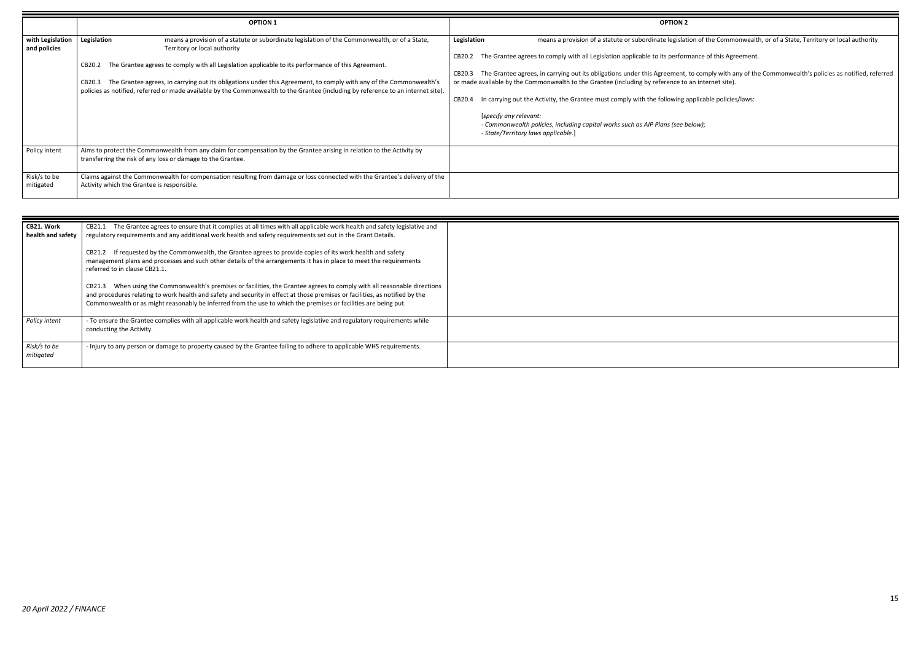| | OPTION 1 | OPTION 2 |
|---|---|---|
| with Legislation and policies | **Legislation** means a provision of a statute or subordinate legislation of the Commonwealth, or of a State, Territory or local authority<br><br>CB20.2 The Grantee agrees to comply with all Legislation applicable to its performance of this Agreement.<br><br>CB20.3 The Grantee agrees, in carrying out its obligations under this Agreement, to comply with any of the Commonwealth's policies as notified, referred or made available by the Commonwealth to the Grantee (including by reference to an internet site). | **Legislation** means a provision of a statute or subordinate legislation of the Commonwealth, or of a State, Territory or local authority<br><br>CB20.2 The Grantee agrees to comply with all Legislation applicable to its performance of this Agreement.<br><br>CB20.3 The Grantee agrees, in carrying out its obligations under this Agreement, to comply with any of the Commonwealth's policies as notified, referred or made available by the Commonwealth to the Grantee (including by reference to an internet site).<br><br>CB20.4 In carrying out the Activity, the Grantee must comply with the following applicable policies/laws:<br><br>[*specify any relevant:*<br>*- Commonwealth policies, including capital works such as AIP Plans (see below);*<br>*- State/Territory laws applicable.*] |
| Policy intent | Aims to protect the Commonwealth from any claim for compensation by the Grantee arising in relation to the Activity by transferring the risk of any loss or damage to the Grantee. | |
| Risk/s to be mitigated | Claims against the Commonwealth for compensation resulting from damage or loss connected with the Grantee's delivery of the Activity which the Grantee is responsible. | |

| | | |
|---|---|---|
| **CB21. Work health and safety** | CB21.1 The Grantee agrees to ensure that it complies at all times with all applicable work health and safety legislative and regulatory requirements and any additional work health and safety requirements set out in the Grant Details.<br><br>CB21.2 If requested by the Commonwealth, the Grantee agrees to provide copies of its work health and safety management plans and processes and such other details of the arrangements it has in place to meet the requirements referred to in clause CB21.1.<br><br>CB21.3 When using the Commonwealth's premises or facilities, the Grantee agrees to comply with all reasonable directions and procedures relating to work health and safety and security in effect at those premises or facilities, as notified by the Commonwealth or as might reasonably be inferred from the use to which the premises or facilities are being put. | |
| *Policy intent* | - To ensure the Grantee complies with all applicable work health and safety legislative and regulatory requirements while conducting the Activity. | |
| *Risk/s to be mitigated* | - Injury to any person or damage to property caused by the Grantee failing to adhere to applicable WHS requirements. | |

*20 April 2022 / FINANCE*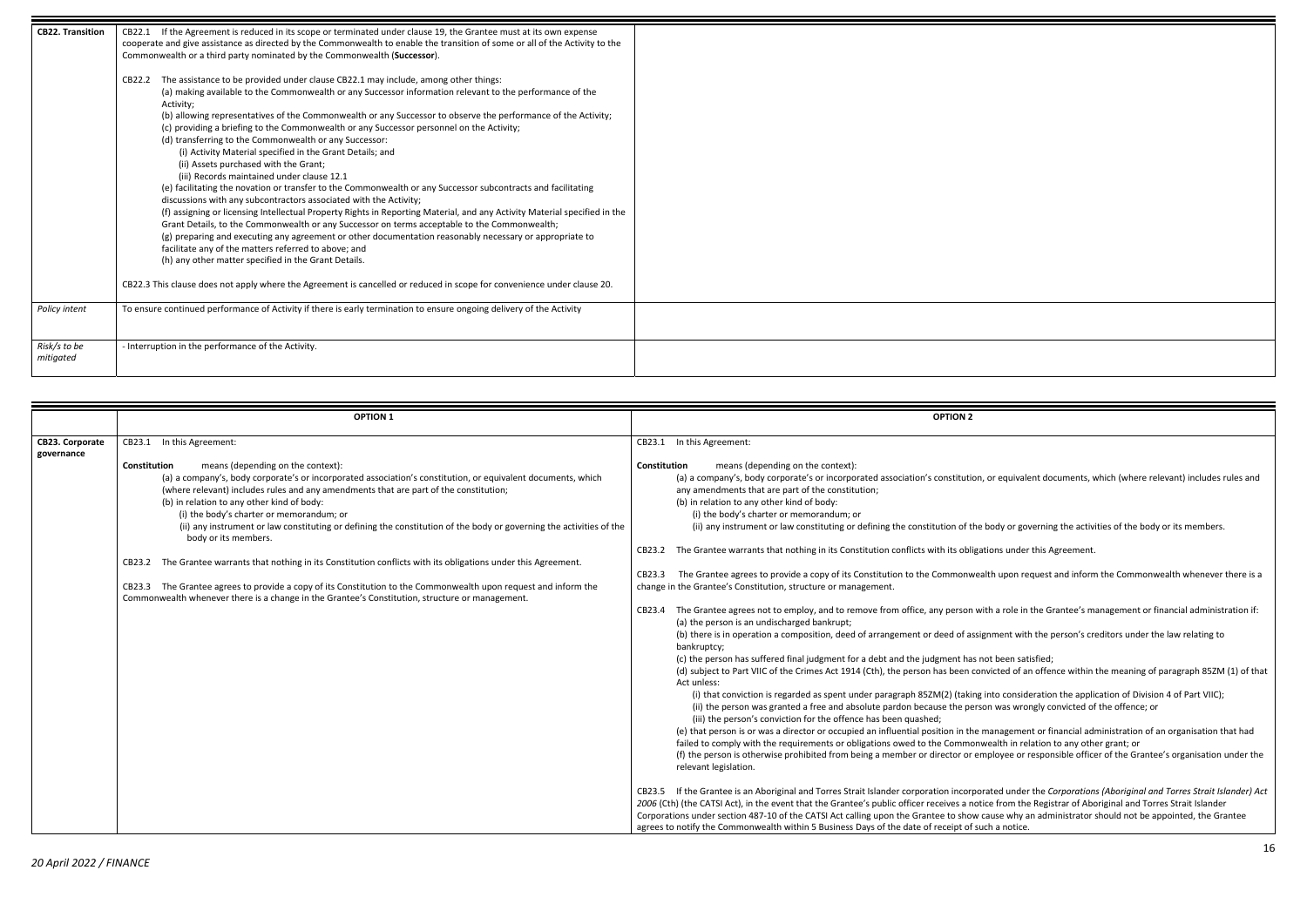| CB22. Transition | CB22.1 If the Agreement is reduced in its scope or terminated under clause 19, the Grantee must at its own expense cooperate and give assistance as directed by the Commonwealth to enable the transition of some or all of the Activity to the Commonwealth or a third party nominated by the Commonwealth (**Successor**).<br><br>CB22.2 The assistance to be provided under clause CB22.1 may include, among other things:<br>(a) making available to the Commonwealth or any Successor information relevant to the performance of the Activity;<br>(b) allowing representatives of the Commonwealth or any Successor to observe the performance of the Activity;<br>(c) providing a briefing to the Commonwealth or any Successor personnel on the Activity;<br>(d) transferring to the Commonwealth or any Successor:<br>(i) Activity Material specified in the Grant Details; and<br>(ii) Assets purchased with the Grant;<br>(iii) Records maintained under clause 12.1<br>(e) facilitating the novation or transfer to the Commonwealth or any Successor subcontracts and facilitating discussions with any subcontractors associated with the Activity;<br>(f) assigning or licensing Intellectual Property Rights in Reporting Material, and any Activity Material specified in the Grant Details, to the Commonwealth or any Successor on terms acceptable to the Commonwealth;<br>(g) preparing and executing any agreement or other documentation reasonably necessary or appropriate to facilitate any of the matters referred to above; and<br>(h) any other matter specified in the Grant Details.<br><br>CB22.3 This clause does not apply where the Agreement is cancelled or reduced in scope for convenience under clause 20. | |
|---|---|---|
| *Policy intent* | To ensure continued performance of Activity if there is early termination to ensure ongoing delivery of the Activity | |
| *Risk/s to be mitigated* | - Interruption in the performance of the Activity. | |

| | OPTION 1 | OPTION 2 |
|---|---|---|
| **CB23. Corporate governance** | CB23.1 In this Agreement:<br><br>**Constitution** means (depending on the context):<br>(a) a company's, body corporate's or incorporated association's constitution, or equivalent documents, which (where relevant) includes rules and any amendments that are part of the constitution;<br>(b) in relation to any other kind of body:<br>(i) the body's charter or memorandum; or<br>(ii) any instrument or law constituting or defining the constitution of the body or governing the activities of the body or its members.<br><br>CB23.2 The Grantee warrants that nothing in its Constitution conflicts with its obligations under this Agreement.<br><br>CB23.3 The Grantee agrees to provide a copy of its Constitution to the Commonwealth upon request and inform the Commonwealth whenever there is a change in the Grantee's Constitution, structure or management. | CB23.1 In this Agreement:<br><br>**Constitution** means (depending on the context):<br>(a) a company's, body corporate's or incorporated association's constitution, or equivalent documents, which (where relevant) includes rules and any amendments that are part of the constitution;<br>(b) in relation to any other kind of body:<br>(i) the body's charter or memorandum; or<br>(ii) any instrument or law constituting or defining the constitution of the body or governing the activities of the body or its members.<br><br>CB23.2 The Grantee warrants that nothing in its Constitution conflicts with its obligations under this Agreement.<br><br>CB23.3 The Grantee agrees to provide a copy of its Constitution to the Commonwealth upon request and inform the Commonwealth whenever there is a change in the Grantee's Constitution, structure or management.<br><br>CB23.4 The Grantee agrees not to employ, and to remove from office, any person with a role in the Grantee's management or financial administration if:<br>(a) the person is an undischarged bankrupt;<br>(b) there is in operation a composition, deed of arrangement or deed of assignment with the person's creditors under the law relating to bankruptcy;<br>(c) the person has suffered final judgment for a debt and the judgment has not been satisfied;<br>(d) subject to Part VIIC of the Crimes Act 1914 (Cth), the person has been convicted of an offence within the meaning of paragraph 85ZM (1) of that Act unless:<br>(i) that conviction is regarded as spent under paragraph 85ZM(2) (taking into consideration the application of Division 4 of Part VIIC);<br>(ii) the person was granted a free and absolute pardon because the person was wrongly convicted of the offence; or<br>(iii) the person's conviction for the offence has been quashed;<br>(e) that person is or was a director or occupied an influential position in the management or financial administration of an organisation that had failed to comply with the requirements or obligations owed to the Commonwealth in relation to any other grant; or<br>(f) the person is otherwise prohibited from being a member or director or employee or responsible officer of the Grantee's organisation under the relevant legislation.<br><br>CB23.5 If the Grantee is an Aboriginal and Torres Strait Islander corporation incorporated under the *Corporations (Aboriginal and Torres Strait Islander) Act 2006* (Cth) (the CATSI Act), in the event that the Grantee's public officer receives a notice from the Registrar of Aboriginal and Torres Strait Islander Corporations under section 487-10 of the CATSI Act calling upon the Grantee to show cause why an administrator should not be appointed, the Grantee agrees to notify the Commonwealth within 5 Business Days of the date of receipt of such a notice. |

*20 April 2022 / FINANCE*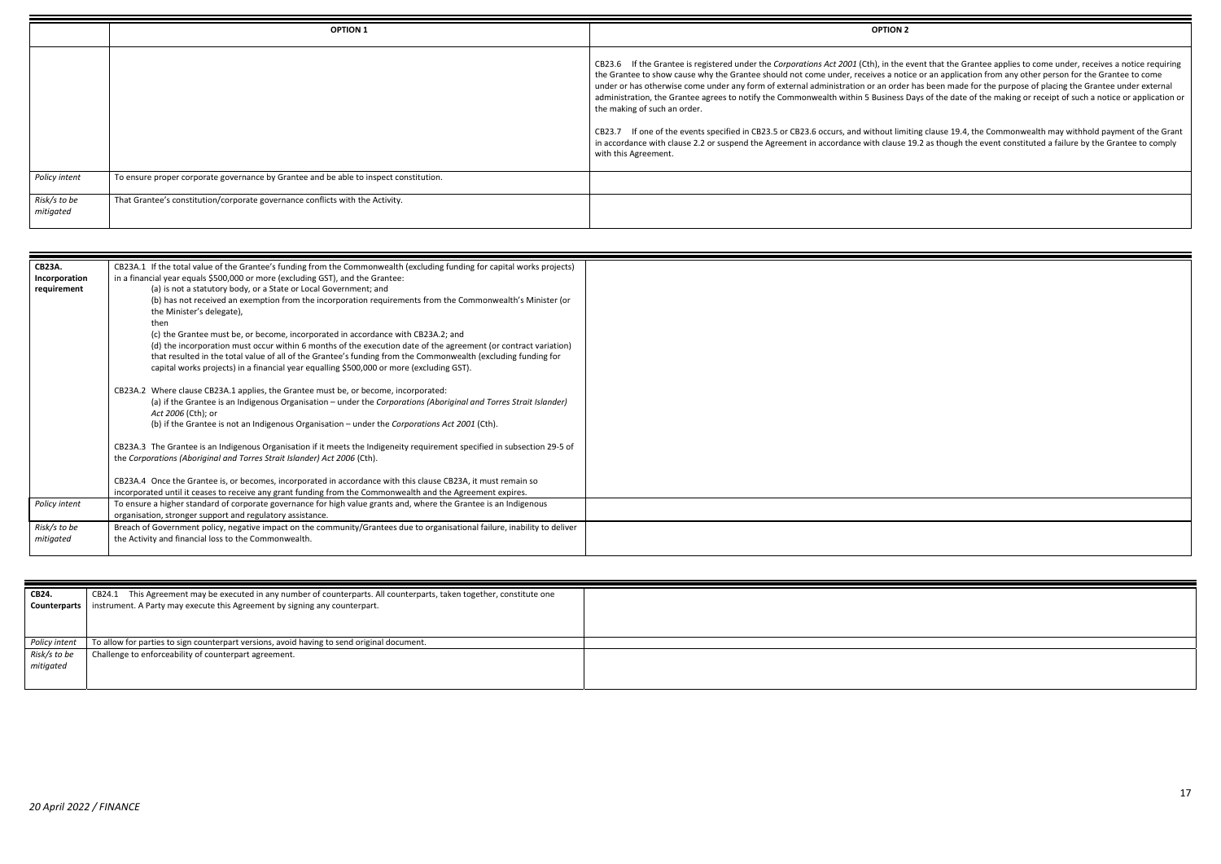| | OPTION 1 | OPTION 2 |
|---|---|---|
| | | CB23.6 If the Grantee is registered under the *Corporations Act 2001* (Cth), in the event that the Grantee applies to come under, receives a notice requiring the Grantee to show cause why the Grantee should not come under, receives a notice or an application from any other person for the Grantee to come under or has otherwise come under any form of external administration or an order has been made for the purpose of placing the Grantee under external administration, the Grantee agrees to notify the Commonwealth within 5 Business Days of the date of the making or receipt of such a notice or application or the making of such an order.<br><br>CB23.7 If one of the events specified in CB23.5 or CB23.6 occurs, and without limiting clause 19.4, the Commonwealth may withhold payment of the Grant in accordance with clause 2.2 or suspend the Agreement in accordance with clause 19.2 as though the event constituted a failure by the Grantee to comply with this Agreement. |
| *Policy intent* | To ensure proper corporate governance by Grantee and be able to inspect constitution. | |
| *Risk/s to be mitigated* | That Grantee's constitution/corporate governance conflicts with the Activity. | |

| | | |
|---|---|---|
| **CB23A. Incorporation requirement** | CB23A.1 If the total value of the Grantee's funding from the Commonwealth (excluding funding for capital works projects) in a financial year equals \$500,000 or more (excluding GST), and the Grantee:<br>(a) is not a statutory body, or a State or Local Government; and<br>(b) has not received an exemption from the incorporation requirements from the Commonwealth's Minister (or the Minister's delegate),<br>then<br>(c) the Grantee must be, or become, incorporated in accordance with CB23A.2; and<br>(d) the incorporation must occur within 6 months of the execution date of the agreement (or contract variation) that resulted in the total value of all of the Grantee's funding from the Commonwealth (excluding funding for capital works projects) in a financial year equalling \$500,000 or more (excluding GST).<br><br>CB23A.2 Where clause CB23A.1 applies, the Grantee must be, or become, incorporated:<br>(a) if the Grantee is an Indigenous Organisation – under the *Corporations (Aboriginal and Torres Strait Islander) Act 2006* (Cth); or<br>(b) if the Grantee is not an Indigenous Organisation – under the *Corporations Act 2001* (Cth).<br><br>CB23A.3 The Grantee is an Indigenous Organisation if it meets the Indigeneity requirement specified in subsection 29-5 of the *Corporations (Aboriginal and Torres Strait Islander) Act 2006* (Cth).<br><br>CB23A.4 Once the Grantee is, or becomes, incorporated in accordance with this clause CB23A, it must remain so incorporated until it ceases to receive any grant funding from the Commonwealth and the Agreement expires. | |
| *Policy intent* | To ensure a higher standard of corporate governance for high value grants and, where the Grantee is an Indigenous organisation, stronger support and regulatory assistance. | |
| *Risk/s to be mitigated* | Breach of Government policy, negative impact on the community/Grantees due to organisational failure, inability to deliver the Activity and financial loss to the Commonwealth. | |

| | | |
|---|---|---|
| **CB24. Counterparts** | CB24.1 This Agreement may be executed in any number of counterparts. All counterparts, taken together, constitute one instrument. A Party may execute this Agreement by signing any counterpart. | |
| *Policy intent* | To allow for parties to sign counterpart versions, avoid having to send original document. | |
| *Risk/s to be mitigated* | Challenge to enforceability of counterpart agreement. | |

*20 April 2022 / FINANCE*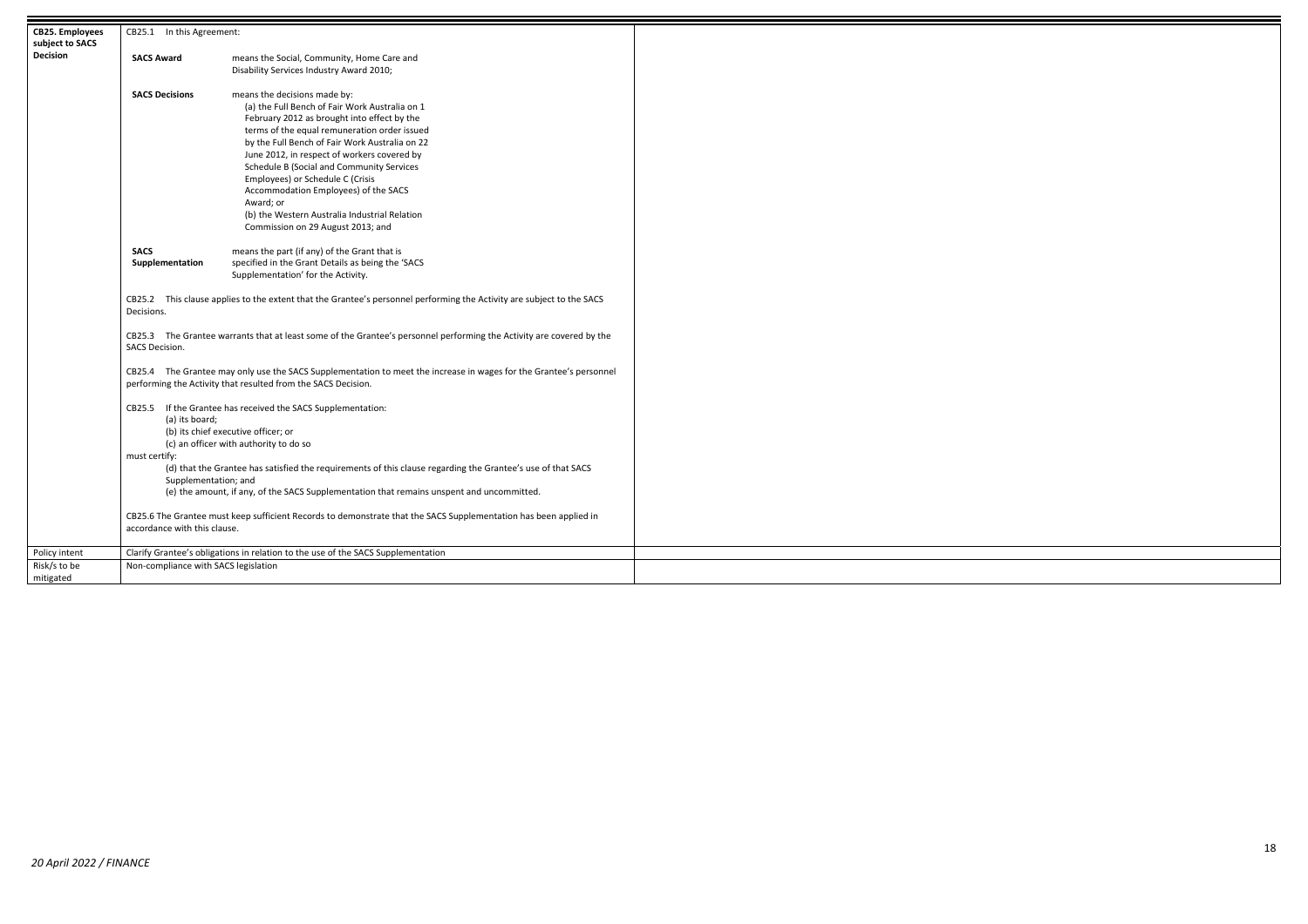| **CB25. Employees subject to SACS Decision** | CB25.1 In this Agreement:<br><br>**SACS Award** means the Social, Community, Home Care and Disability Services Industry Award 2010;<br><br>**SACS Decisions** means the decisions made by:<br>(a) the Full Bench of Fair Work Australia on 1 February 2012 as brought into effect by the terms of the equal remuneration order issued by the Full Bench of Fair Work Australia on 22 June 2012, in respect of workers covered by Schedule B (Social and Community Services Employees) or Schedule C (Crisis Accommodation Employees) of the SACS Award; or<br>(b) the Western Australia Industrial Relation Commission on 29 August 2013; and<br><br>**SACS Supplementation** means the part (if any) of the Grant that is specified in the Grant Details as being the 'SACS Supplementation' for the Activity.<br><br>CB25.2 This clause applies to the extent that the Grantee's personnel performing the Activity are subject to the SACS Decisions.<br><br>CB25.3 The Grantee warrants that at least some of the Grantee's personnel performing the Activity are covered by the SACS Decision.<br><br>CB25.4 The Grantee may only use the SACS Supplementation to meet the increase in wages for the Grantee's personnel performing the Activity that resulted from the SACS Decision.<br><br>CB25.5 If the Grantee has received the SACS Supplementation:<br>(a) its board;<br>(b) its chief executive officer; or<br>(c) an officer with authority to do so<br>must certify:<br>(d) that the Grantee has satisfied the requirements of this clause regarding the Grantee's use of that SACS Supplementation; and<br>(e) the amount, if any, of the SACS Supplementation that remains unspent and uncommitted.<br><br>CB25.6 The Grantee must keep sufficient Records to demonstrate that the SACS Supplementation has been applied in accordance with this clause. | |
|---|---|---|
| Policy intent | Clarify Grantee's obligations in relation to the use of the SACS Supplementation | |
| Risk/s to be mitigated | Non-compliance with SACS legislation | |

*20 April 2022 / FINANCE*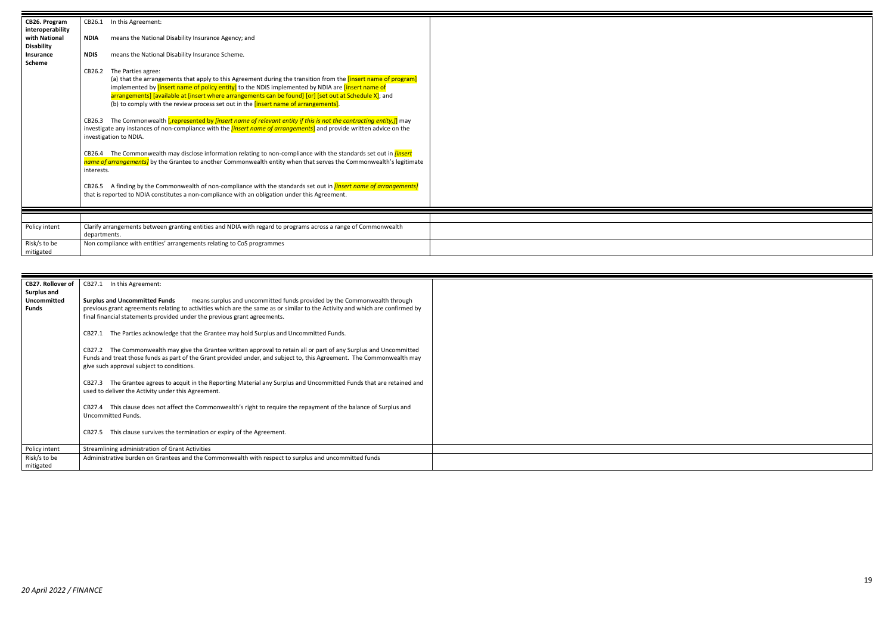| CB26. Program interoperability with National Disability Insurance Scheme | CB26.1 In this Agreement:<br><br>**NDIA** means the National Disability Insurance Agency; and<br><br>**NDIS** means the National Disability Insurance Scheme.<br><br>CB26.2 The Parties agree:<br>(a) that the arrangements that apply to this Agreement during the transition from the [insert name of program] implemented by [insert name of policy entity] to the NDIS implemented by NDIA are [insert name of arrangements] [available at [insert where arrangements can be found] [or] [set out at Schedule X]; and<br>(b) to comply with the review process set out in the [insert name of arrangements].<br><br>CB26.3 The Commonwealth [, represented by *[insert name of relevant entity if this is not the contracting entity,]*] may investigate any instances of non-compliance with the *[insert name of arrangements]* and provide written advice on the investigation to NDIA.<br><br>CB26.4 The Commonwealth may disclose information relating to non-compliance with the standards set out in *[insert name of arrangements]* by the Grantee to another Commonwealth entity when that serves the Commonwealth's legitimate interests.<br><br>CB26.5 A finding by the Commonwealth of non-compliance with the standards set out in *[insert name of arrangements]* that is reported to NDIA constitutes a non-compliance with an obligation under this Agreement. | |
|---|---|---|
| | | |
| Policy intent | Clarify arrangements between granting entities and NDIA with regard to programs across a range of Commonwealth departments. | |
| Risk/s to be mitigated | Non compliance with entities' arrangements relating to CoS programmes | |

| CB27. Rollover of Surplus and Uncommitted Funds | CB27.1 In this Agreement:<br><br>**Surplus and Uncommitted Funds** means surplus and uncommitted funds provided by the Commonwealth through previous grant agreements relating to activities which are the same as or similar to the Activity and which are confirmed by final financial statements provided under the previous grant agreements.<br><br>CB27.1 The Parties acknowledge that the Grantee may hold Surplus and Uncommitted Funds.<br><br>CB27.2 The Commonwealth may give the Grantee written approval to retain all or part of any Surplus and Uncommitted Funds and treat those funds as part of the Grant provided under, and subject to, this Agreement. The Commonwealth may give such approval subject to conditions.<br><br>CB27.3 The Grantee agrees to acquit in the Reporting Material any Surplus and Uncommitted Funds that are retained and used to deliver the Activity under this Agreement.<br><br>CB27.4 This clause does not affect the Commonwealth's right to require the repayment of the balance of Surplus and Uncommitted Funds.<br><br>CB27.5 This clause survives the termination or expiry of the Agreement. | |
|---|---|---|
| Policy intent | Streamlining administration of Grant Activities | |
| Risk/s to be mitigated | Administrative burden on Grantees and the Commonwealth with respect to surplus and uncommitted funds | |

*20 April 2022 / FINANCE*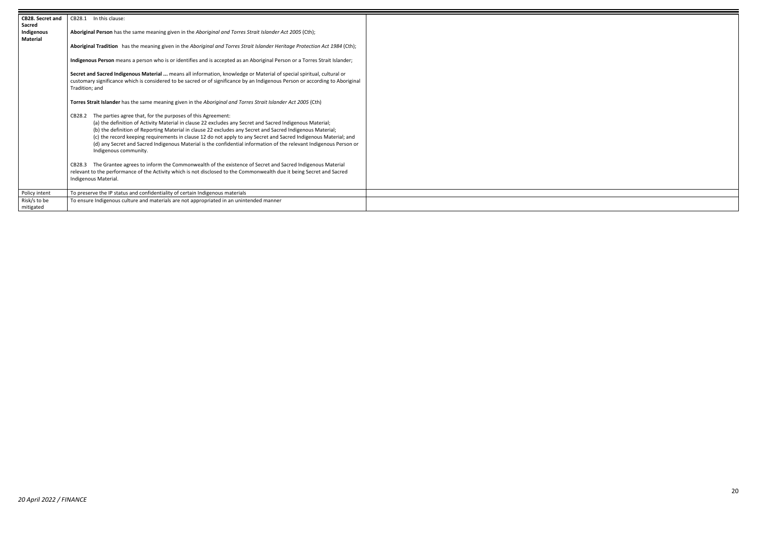| | | |
|---|---|---|
| **CB28. Secret and Sacred Indigenous Material** | CB28.1 In this clause:<br><br>**Aboriginal Person** has the same meaning given in the *Aboriginal and Torres Strait Islander Act 2005* (Cth);<br><br>**Aboriginal Tradition** has the meaning given in the *Aboriginal and Torres Strait Islander Heritage Protection Act 1984* (Cth);<br><br>**Indigenous Person** means a person who is or identifies and is accepted as an Aboriginal Person or a Torres Strait Islander;<br><br>**Secret and Sacred Indigenous Material ...** means all information, knowledge or Material of special spiritual, cultural or customary significance which is considered to be sacred or of significance by an Indigenous Person or according to Aboriginal Tradition; and<br><br>**Torres Strait Islander** has the same meaning given in the *Aboriginal and Torres Strait Islander Act 2005* (Cth)<br><br>CB28.2 The parties agree that, for the purposes of this Agreement:<br>(a) the definition of Activity Material in clause 22 excludes any Secret and Sacred Indigenous Material;<br>(b) the definition of Reporting Material in clause 22 excludes any Secret and Sacred Indigenous Material;<br>(c) the record keeping requirements in clause 12 do not apply to any Secret and Sacred Indigenous Material; and<br>(d) any Secret and Sacred Indigenous Material is the confidential information of the relevant Indigenous Person or Indigenous community.<br><br>CB28.3 The Grantee agrees to inform the Commonwealth of the existence of Secret and Sacred Indigenous Material relevant to the performance of the Activity which is not disclosed to the Commonwealth due it being Secret and Sacred Indigenous Material. | |
| Policy intent | To preserve the IP status and confidentiality of certain Indigenous materials | |
| Risk/s to be mitigated | To ensure Indigenous culture and materials are not appropriated in an unintended manner | |

*20 April 2022 / FINANCE*